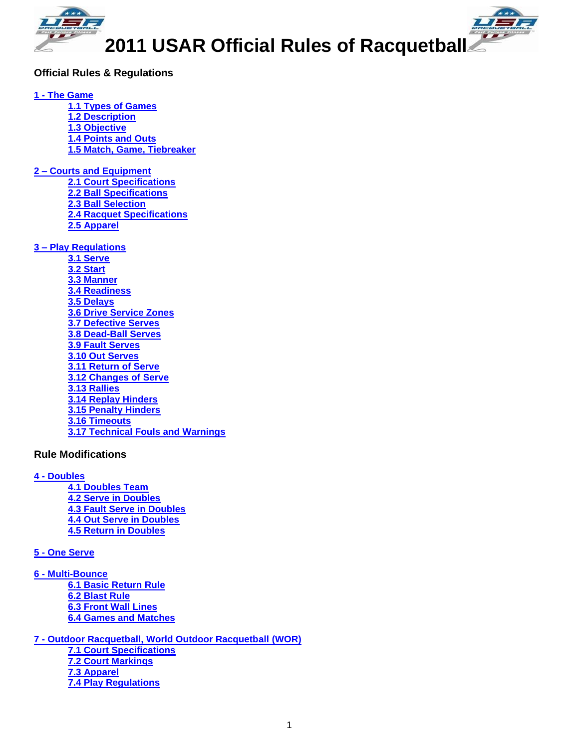# 2011 USAR Official Rules of Racquetball

## Official Rules & Regulations

**1 - The Game**

- **1.1 Types of Games**
- **1.2 Description**
- **1.3 Objective**
- **1.4 Points and Outs**
- **1.5 Match, Game, Tiebreaker**

**2 – Courts and Equipment**

- **2.1 Court Specifications**
- **2.2 Ball Specifications**
- **2.3 Ball Selection**
- **2.4 Racquet Specifications**
- **2.5 Apparel**

**3 – Play Regulations**

- **3.1 Serve**
- **3.2 Start**
- **3.3 Manner**
- **3.4 Readiness**
- **3.5 Delays**
- **3.6 Drive Service Zones**
- **3.7 Defective Serves**
- **3.8 Dead-Ball Serves**
- **3.9 Fault Serves**
- **3.10 Out Serves**
- **3.11 Return of Serve**
- **3.12 Changes of Serve**
- **3.13 Rallies**
- **3.14 Replay Hinders**
- **3.15 Penalty Hinders**
- **3.16 Timeouts**
- **3.17 Technical Fouls and Warnings**

## Rule Modifications

**4 - Doubles**

- **4.1 Doubles Team**
- **4.2 Serve in Doubles**
- **4.3 Fault Serve in Doubles**
- **4.4 Out Serve in Doubles**
- **4.5 Return in Doubles**

**5 - One Serve**

**6 - Multi-Bounce**

- **6.1 Basic Return Rule**
- **6.2 Blast Rule**
- **6.3 Front Wall Lines**
- **6.4 Games and Matches**

**7 - Outdoor Racquetball, World Outdoor Racquetball (WOR)**

- **7.1 Court Specifications**
- **7.2 Court Markings**
- **7.3 Apparel**
- **7.4 Play Regulations**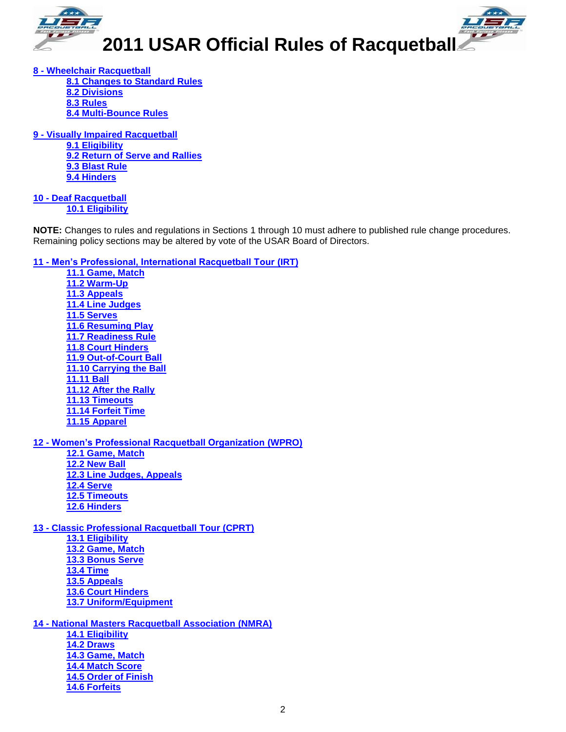# 2011 USAR Official Rules of Racquetball

**8 - Wheelchair Racquetball**
- **8.1 Changes to Standard Rules**
- **8.2 Divisions**
- **8.3 Rules**
- **8.4 Multi-Bounce Rules**

**9 - Visually Impaired Racquetball**
- **9.1 Eligibility**
- **9.2 Return of Serve and Rallies**
- **9.3 Blast Rule**
- **9.4 Hinders**

**10 - Deaf Racquetball**
- **10.1 Eligibility**

**NOTE:** Changes to rules and regulations in Sections 1 through 10 must adhere to published rule change procedures. Remaining policy sections may be altered by vote of the USAR Board of Directors.

**11 - Men's Professional, International Racquetball Tour (IRT)**
- **11.1 Game, Match**
- **11.2 Warm-Up**
- **11.3 Appeals**
- **11.4 Line Judges**
- **11.5 Serves**
- **11.6 Resuming Play**
- **11.7 Readiness Rule**
- **11.8 Court Hinders**
- **11.9 Out-of-Court Ball**
- **11.10 Carrying the Ball**
- **11.11 Ball**
- **11.12 After the Rally**
- **11.13 Timeouts**
- **11.14 Forfeit Time**
- **11.15 Apparel**

**12 - Women's Professional Racquetball Organization (WPRO)**
- **12.1 Game, Match**
- **12.2 New Ball**
- **12.3 Line Judges, Appeals**
- **12.4 Serve**
- **12.5 Timeouts**
- **12.6 Hinders**

**13 - Classic Professional Racquetball Tour (CPRT)**
- **13.1 Eligibility**
- **13.2 Game, Match**
- **13.3 Bonus Serve**
- **13.4 Time**
- **13.5 Appeals**
- **13.6 Court Hinders**
- **13.7 Uniform/Equipment**

**14 - National Masters Racquetball Association (NMRA)**
- **14.1 Eligibility**
- **14.2 Draws**
- **14.3 Game, Match**
- **14.4 Match Score**
- **14.5 Order of Finish**
- **14.6 Forfeits**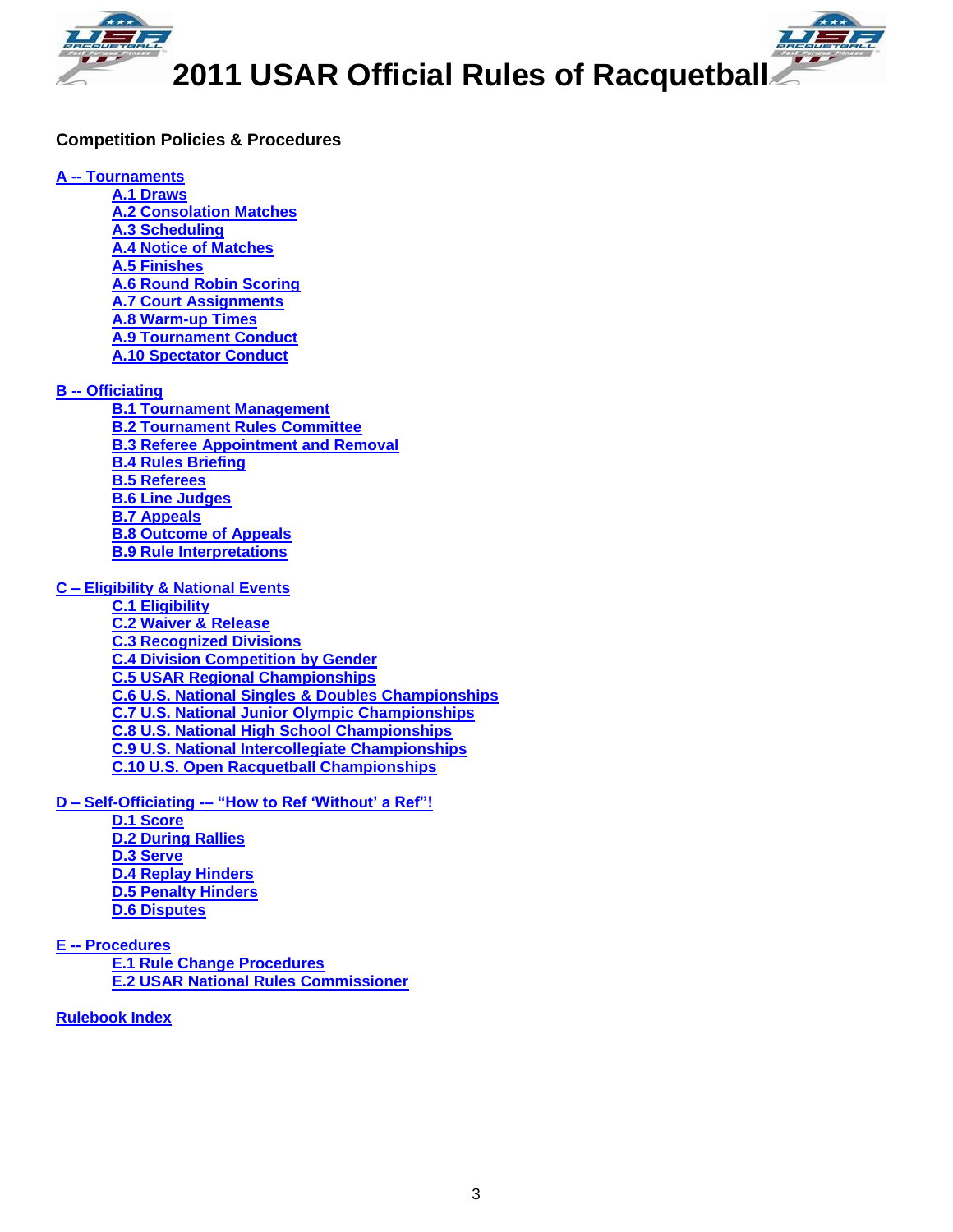# 2011 USAR Official Rules of Racquetball

**Competition Policies & Procedures**

**A -- Tournaments**
- A.1 Draws
- A.2 Consolation Matches
- A.3 Scheduling
- A.4 Notice of Matches
- A.5 Finishes
- A.6 Round Robin Scoring
- A.7 Court Assignments
- A.8 Warm-up Times
- A.9 Tournament Conduct
- A.10 Spectator Conduct

**B -- Officiating**
- B.1 Tournament Management
- B.2 Tournament Rules Committee
- B.3 Referee Appointment and Removal
- B.4 Rules Briefing
- B.5 Referees
- B.6 Line Judges
- B.7 Appeals
- B.8 Outcome of Appeals
- B.9 Rule Interpretations

**C – Eligibility & National Events**
- C.1 Eligibility
- C.2 Waiver & Release
- C.3 Recognized Divisions
- C.4 Division Competition by Gender
- C.5 USAR Regional Championships
- C.6 U.S. National Singles & Doubles Championships
- C.7 U.S. National Junior Olympic Championships
- C.8 U.S. National High School Championships
- C.9 U.S. National Intercollegiate Championships
- C.10 U.S. Open Racquetball Championships

**D – Self-Officiating -– "How to Ref 'Without' a Ref"!**
- D.1 Score
- D.2 During Rallies
- D.3 Serve
- D.4 Replay Hinders
- D.5 Penalty Hinders
- D.6 Disputes

**E -- Procedures**
- E.1 Rule Change Procedures
- E.2 USAR National Rules Commissioner

**Rulebook Index**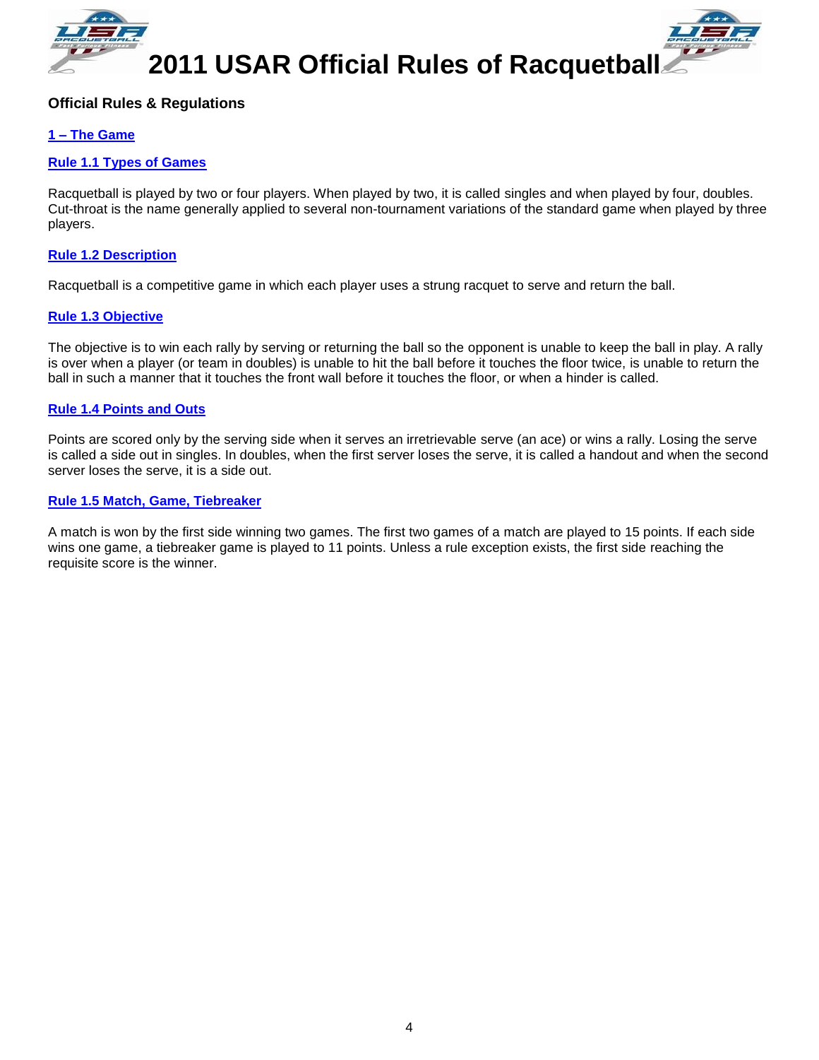# 2011 USAR Official Rules of Racquetball

## Official Rules & Regulations

### 1 – The Game

#### Rule 1.1 Types of Games

Racquetball is played by two or four players. When played by two, it is called singles and when played by four, doubles. Cut-throat is the name generally applied to several non-tournament variations of the standard game when played by three players.

#### Rule 1.2 Description

Racquetball is a competitive game in which each player uses a strung racquet to serve and return the ball.

#### Rule 1.3 Objective

The objective is to win each rally by serving or returning the ball so the opponent is unable to keep the ball in play. A rally is over when a player (or team in doubles) is unable to hit the ball before it touches the floor twice, is unable to return the ball in such a manner that it touches the front wall before it touches the floor, or when a hinder is called.

#### Rule 1.4 Points and Outs

Points are scored only by the serving side when it serves an irretrievable serve (an ace) or wins a rally. Losing the serve is called a side out in singles. In doubles, when the first server loses the serve, it is called a handout and when the second server loses the serve, it is a side out.

#### Rule 1.5 Match, Game, Tiebreaker

A match is won by the first side winning two games. The first two games of a match are played to 15 points. If each side wins one game, a tiebreaker game is played to 11 points. Unless a rule exception exists, the first side reaching the requisite score is the winner.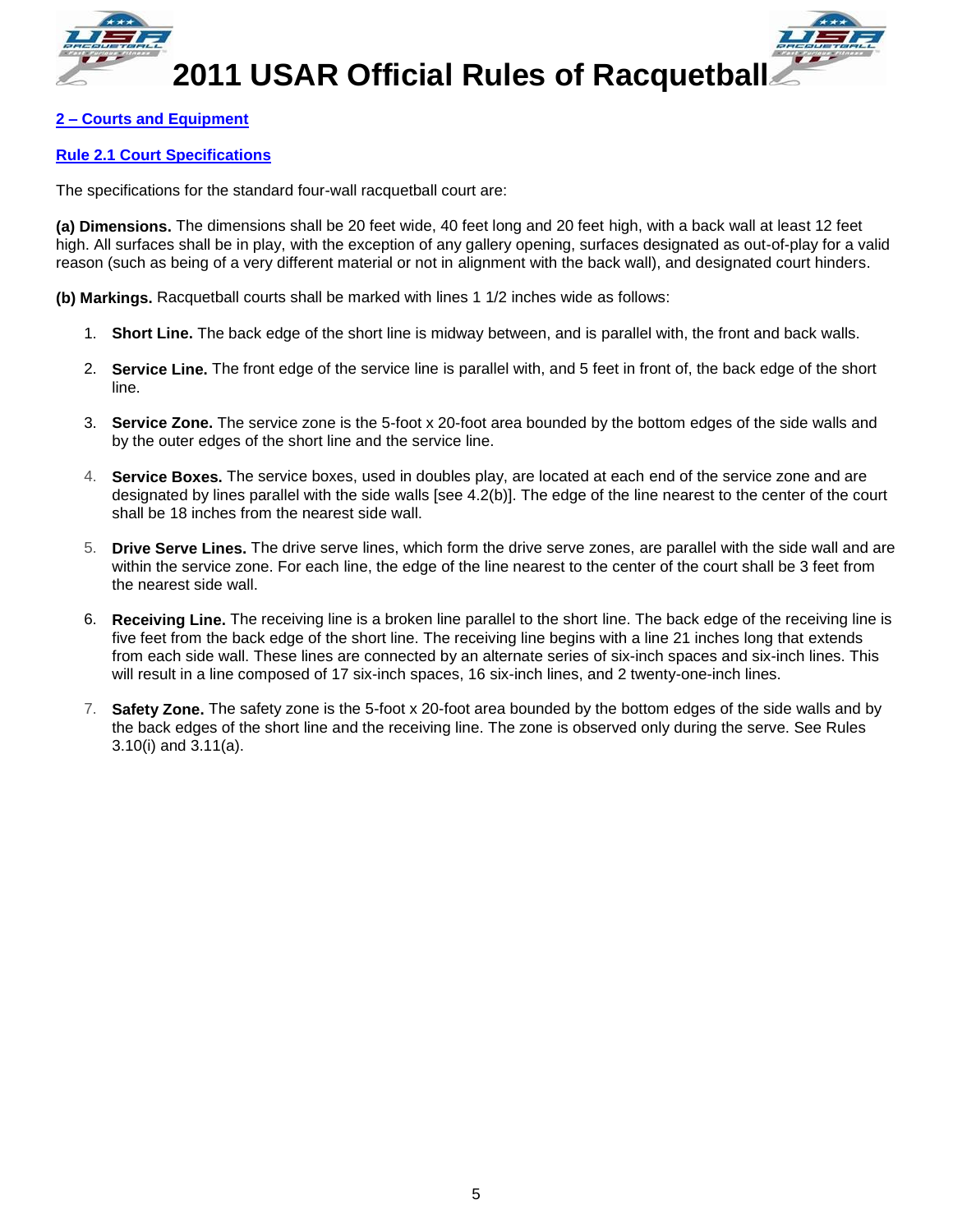## 2 – Courts and Equipment

### Rule 2.1 Court Specifications

The specifications for the standard four-wall racquetball court are:

**(a) Dimensions.** The dimensions shall be 20 feet wide, 40 feet long and 20 feet high, with a back wall at least 12 feet high. All surfaces shall be in play, with the exception of any gallery opening, surfaces designated as out-of-play for a valid reason (such as being of a very different material or not in alignment with the back wall), and designated court hinders.

**(b) Markings.** Racquetball courts shall be marked with lines 1 1/2 inches wide as follows:

1. **Short Line.** The back edge of the short line is midway between, and is parallel with, the front and back walls.
2. **Service Line.** The front edge of the service line is parallel with, and 5 feet in front of, the back edge of the short line.
3. **Service Zone.** The service zone is the 5-foot x 20-foot area bounded by the bottom edges of the side walls and by the outer edges of the short line and the service line.
4. **Service Boxes.** The service boxes, used in doubles play, are located at each end of the service zone and are designated by lines parallel with the side walls [see 4.2(b)]. The edge of the line nearest to the center of the court shall be 18 inches from the nearest side wall.
5. **Drive Serve Lines.** The drive serve lines, which form the drive serve zones, are parallel with the side wall and are within the service zone. For each line, the edge of the line nearest to the center of the court shall be 3 feet from the nearest side wall.
6. **Receiving Line.** The receiving line is a broken line parallel to the short line. The back edge of the receiving line is five feet from the back edge of the short line. The receiving line begins with a line 21 inches long that extends from each side wall. These lines are connected by an alternate series of six-inch spaces and six-inch lines. This will result in a line composed of 17 six-inch spaces, 16 six-inch lines, and 2 twenty-one-inch lines.
7. **Safety Zone.** The safety zone is the 5-foot x 20-foot area bounded by the bottom edges of the side walls and by the back edges of the short line and the receiving line. The zone is observed only during the serve. See Rules 3.10(i) and 3.11(a).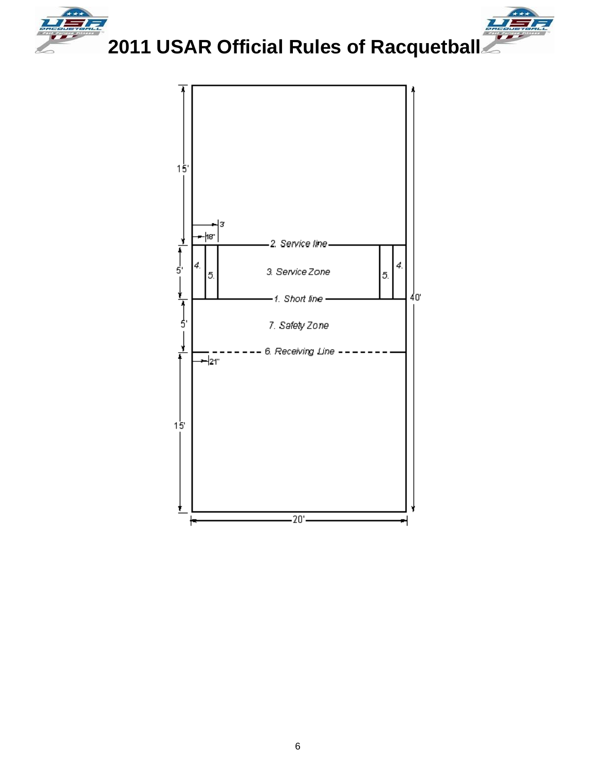15'

3

18"

2. Service line

4.

5'

5.

3. Service Zone

5.

4.

1. Short line

40'

5'

7. Safety Zone

6. Receiving Line

21"

15'

20'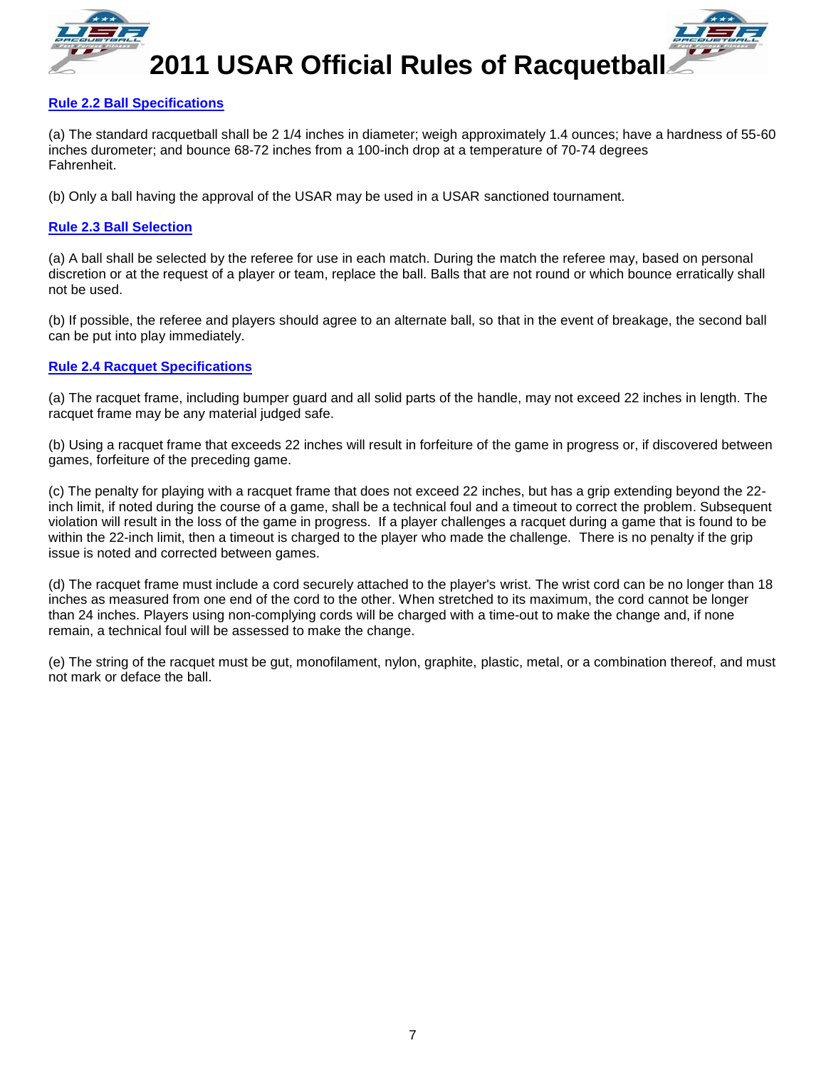### Rule 2.2 Ball Specifications

(a) The standard racquetball shall be 2 1/4 inches in diameter; weigh approximately 1.4 ounces; have a hardness of 55-60 inches durometer; and bounce 68-72 inches from a 100-inch drop at a temperature of 70-74 degrees Fahrenheit.

(b) Only a ball having the approval of the USAR may be used in a USAR sanctioned tournament.

### Rule 2.3 Ball Selection

(a) A ball shall be selected by the referee for use in each match. During the match the referee may, based on personal discretion or at the request of a player or team, replace the ball. Balls that are not round or which bounce erratically shall not be used.

(b) If possible, the referee and players should agree to an alternate ball, so that in the event of breakage, the second ball can be put into play immediately.

### Rule 2.4 Racquet Specifications

(a) The racquet frame, including bumper guard and all solid parts of the handle, may not exceed 22 inches in length. The racquet frame may be any material judged safe.

(b) Using a racquet frame that exceeds 22 inches will result in forfeiture of the game in progress or, if discovered between games, forfeiture of the preceding game.

(c) The penalty for playing with a racquet frame that does not exceed 22 inches, but has a grip extending beyond the 22-inch limit, if noted during the course of a game, shall be a technical foul and a timeout to correct the problem. Subsequent violation will result in the loss of the game in progress. If a player challenges a racquet during a game that is found to be within the 22-inch limit, then a timeout is charged to the player who made the challenge. There is no penalty if the grip issue is noted and corrected between games.

(d) The racquet frame must include a cord securely attached to the player's wrist. The wrist cord can be no longer than 18 inches as measured from one end of the cord to the other. When stretched to its maximum, the cord cannot be longer than 24 inches. Players using non-complying cords will be charged with a time-out to make the change and, if none remain, a technical foul will be assessed to make the change.

(e) The string of the racquet must be gut, monofilament, nylon, graphite, plastic, metal, or a combination thereof, and must not mark or deface the ball.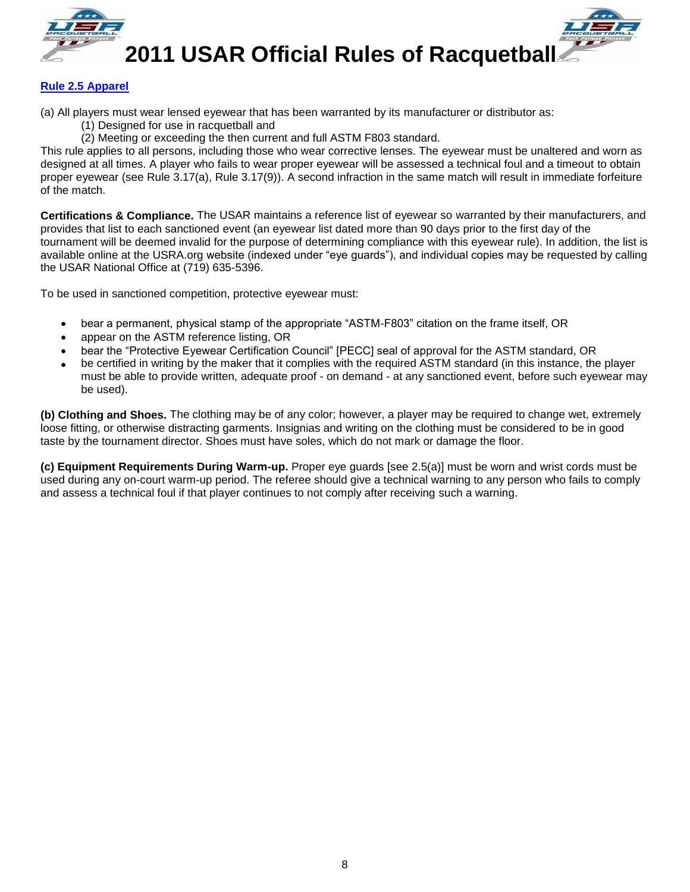## Rule 2.5 Apparel

(a) All players must wear lensed eyewear that has been warranted by its manufacturer or distributor as:

(1) Designed for use in racquetball and

(2) Meeting or exceeding the then current and full ASTM F803 standard.

This rule applies to all persons, including those who wear corrective lenses. The eyewear must be unaltered and worn as designed at all times. A player who fails to wear proper eyewear will be assessed a technical foul and a timeout to obtain proper eyewear (see Rule 3.17(a), Rule 3.17(9)). A second infraction in the same match will result in immediate forfeiture of the match.

**Certifications & Compliance.** The USAR maintains a reference list of eyewear so warranted by their manufacturers, and provides that list to each sanctioned event (an eyewear list dated more than 90 days prior to the first day of the tournament will be deemed invalid for the purpose of determining compliance with this eyewear rule). In addition, the list is available online at the USRA.org website (indexed under "eye guards"), and individual copies may be requested by calling the USAR National Office at (719) 635-5396.

To be used in sanctioned competition, protective eyewear must:

- bear a permanent, physical stamp of the appropriate "ASTM-F803" citation on the frame itself, OR
- appear on the ASTM reference listing, OR
- bear the "Protective Eyewear Certification Council" [PECC] seal of approval for the ASTM standard, OR
- be certified in writing by the maker that it complies with the required ASTM standard (in this instance, the player must be able to provide written, adequate proof - on demand - at any sanctioned event, before such eyewear may be used).

**(b) Clothing and Shoes.** The clothing may be of any color; however, a player may be required to change wet, extremely loose fitting, or otherwise distracting garments. Insignias and writing on the clothing must be considered to be in good taste by the tournament director. Shoes must have soles, which do not mark or damage the floor.

**(c) Equipment Requirements During Warm-up.** Proper eye guards [see 2.5(a)] must be worn and wrist cords must be used during any on-court warm-up period. The referee should give a technical warning to any person who fails to comply and assess a technical foul if that player continues to not comply after receiving such a warning.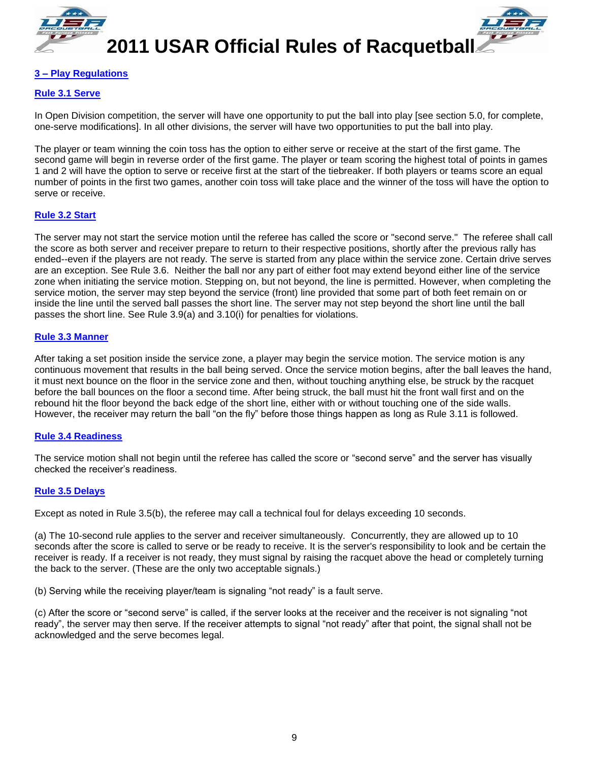## 3 – Play Regulations

### Rule 3.1 Serve

In Open Division competition, the server will have one opportunity to put the ball into play [see section 5.0, for complete, one-serve modifications]. In all other divisions, the server will have two opportunities to put the ball into play.

The player or team winning the coin toss has the option to either serve or receive at the start of the first game. The second game will begin in reverse order of the first game. The player or team scoring the highest total of points in games 1 and 2 will have the option to serve or receive first at the start of the tiebreaker. If both players or teams score an equal number of points in the first two games, another coin toss will take place and the winner of the toss will have the option to serve or receive.

### Rule 3.2 Start

The server may not start the service motion until the referee has called the score or "second serve." The referee shall call the score as both server and receiver prepare to return to their respective positions, shortly after the previous rally has ended--even if the players are not ready. The serve is started from any place within the service zone. Certain drive serves are an exception. See Rule 3.6. Neither the ball nor any part of either foot may extend beyond either line of the service zone when initiating the service motion. Stepping on, but not beyond, the line is permitted. However, when completing the service motion, the server may step beyond the service (front) line provided that some part of both feet remain on or inside the line until the served ball passes the short line. The server may not step beyond the short line until the ball passes the short line. See Rule 3.9(a) and 3.10(i) for penalties for violations.

### Rule 3.3 Manner

After taking a set position inside the service zone, a player may begin the service motion. The service motion is any continuous movement that results in the ball being served. Once the service motion begins, after the ball leaves the hand, it must next bounce on the floor in the service zone and then, without touching anything else, be struck by the racquet before the ball bounces on the floor a second time. After being struck, the ball must hit the front wall first and on the rebound hit the floor beyond the back edge of the short line, either with or without touching one of the side walls. However, the receiver may return the ball "on the fly" before those things happen as long as Rule 3.11 is followed.

### Rule 3.4 Readiness

The service motion shall not begin until the referee has called the score or "second serve" and the server has visually checked the receiver's readiness.

### Rule 3.5 Delays

Except as noted in Rule 3.5(b), the referee may call a technical foul for delays exceeding 10 seconds.

(a) The 10-second rule applies to the server and receiver simultaneously. Concurrently, they are allowed up to 10 seconds after the score is called to serve or be ready to receive. It is the server's responsibility to look and be certain the receiver is ready. If a receiver is not ready, they must signal by raising the racquet above the head or completely turning the back to the server. (These are the only two acceptable signals.)

(b) Serving while the receiving player/team is signaling "not ready" is a fault serve.

(c) After the score or "second serve" is called, if the server looks at the receiver and the receiver is not signaling "not ready", the server may then serve. If the receiver attempts to signal "not ready" after that point, the signal shall not be acknowledged and the serve becomes legal.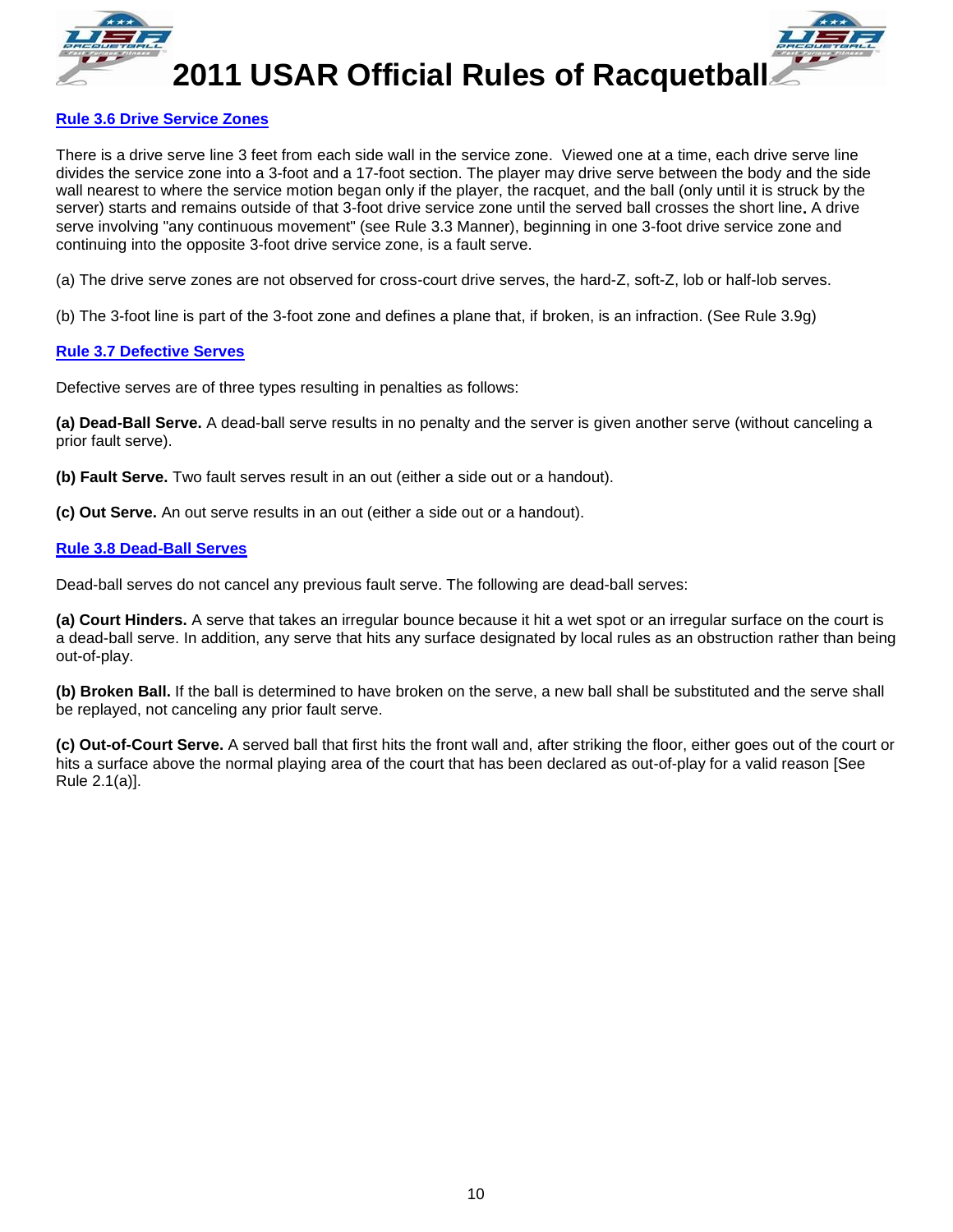## Rule 3.6 Drive Service Zones

There is a drive serve line 3 feet from each side wall in the service zone. Viewed one at a time, each drive serve line divides the service zone into a 3-foot and a 17-foot section. The player may drive serve between the body and the side wall nearest to where the service motion began only if the player, the racquet, and the ball (only until it is struck by the server) starts and remains outside of that 3-foot drive service zone until the served ball crosses the short line**.** A drive serve involving "any continuous movement" (see Rule 3.3 Manner), beginning in one 3-foot drive service zone and continuing into the opposite 3-foot drive service zone, is a fault serve.

(a) The drive serve zones are not observed for cross-court drive serves, the hard-Z, soft-Z, lob or half-lob serves.

(b) The 3-foot line is part of the 3-foot zone and defines a plane that, if broken, is an infraction. (See Rule 3.9g)

## Rule 3.7 Defective Serves

Defective serves are of three types resulting in penalties as follows:

**(a) Dead-Ball Serve.** A dead-ball serve results in no penalty and the server is given another serve (without canceling a prior fault serve).

**(b) Fault Serve.** Two fault serves result in an out (either a side out or a handout).

**(c) Out Serve.** An out serve results in an out (either a side out or a handout).

## Rule 3.8 Dead-Ball Serves

Dead-ball serves do not cancel any previous fault serve. The following are dead-ball serves:

**(a) Court Hinders.** A serve that takes an irregular bounce because it hit a wet spot or an irregular surface on the court is a dead-ball serve. In addition, any serve that hits any surface designated by local rules as an obstruction rather than being out-of-play.

**(b) Broken Ball.** If the ball is determined to have broken on the serve, a new ball shall be substituted and the serve shall be replayed, not canceling any prior fault serve.

**(c) Out-of-Court Serve.** A served ball that first hits the front wall and, after striking the floor, either goes out of the court or hits a surface above the normal playing area of the court that has been declared as out-of-play for a valid reason [See Rule 2.1(a)].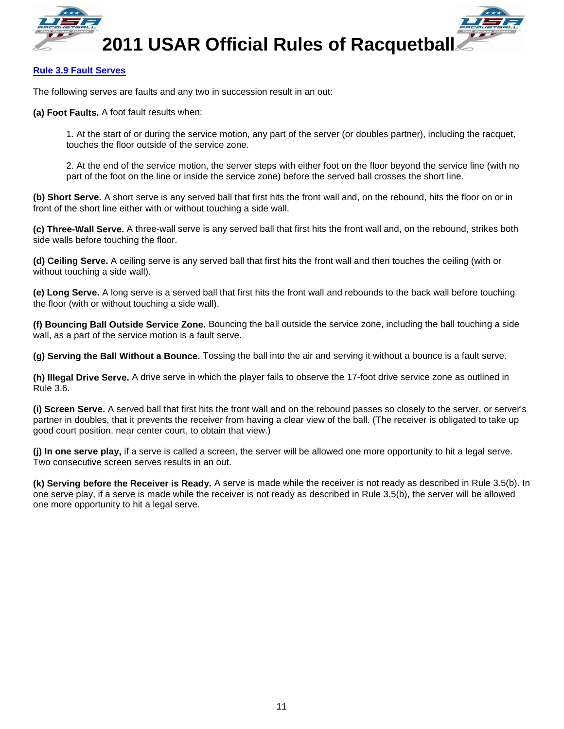## Rule 3.9 Fault Serves

The following serves are faults and any two in succession result in an out:

**(a) Foot Faults.** A foot fault results when:

1. At the start of or during the service motion, any part of the server (or doubles partner), including the racquet, touches the floor outside of the service zone.

2. At the end of the service motion, the server steps with either foot on the floor beyond the service line (with no part of the foot on the line or inside the service zone) before the served ball crosses the short line.

**(b) Short Serve.** A short serve is any served ball that first hits the front wall and, on the rebound, hits the floor on or in front of the short line either with or without touching a side wall.

**(c) Three-Wall Serve.** A three-wall serve is any served ball that first hits the front wall and, on the rebound, strikes both side walls before touching the floor.

**(d) Ceiling Serve.** A ceiling serve is any served ball that first hits the front wall and then touches the ceiling (with or without touching a side wall).

**(e) Long Serve.** A long serve is a served ball that first hits the front wall and rebounds to the back wall before touching the floor (with or without touching a side wall).

**(f) Bouncing Ball Outside Service Zone.** Bouncing the ball outside the service zone, including the ball touching a side wall, as a part of the service motion is a fault serve.

**(g) Serving the Ball Without a Bounce.** Tossing the ball into the air and serving it without a bounce is a fault serve.

**(h) Illegal Drive Serve.** A drive serve in which the player fails to observe the 17-foot drive service zone as outlined in Rule 3.6.

**(i) Screen Serve.** A served ball that first hits the front wall and on the rebound passes so closely to the server, or server's partner in doubles, that it prevents the receiver from having a clear view of the ball. (The receiver is obligated to take up good court position, near center court, to obtain that view.)

**(j) In one serve play,** if a serve is called a screen, the server will be allowed one more opportunity to hit a legal serve. Two consecutive screen serves results in an out.

**(k) Serving before the Receiver is Ready.** A serve is made while the receiver is not ready as described in Rule 3.5(b). In one serve play, if a serve is made while the receiver is not ready as described in Rule 3.5(b), the server will be allowed one more opportunity to hit a legal serve.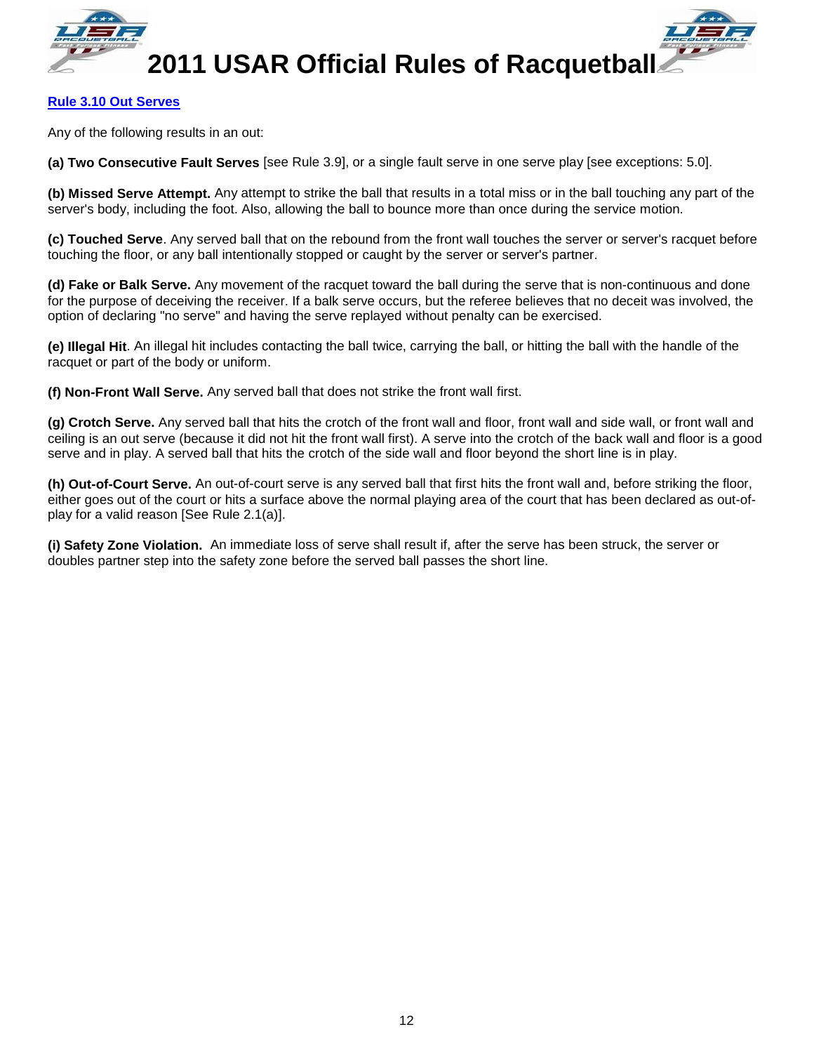## Rule 3.10 Out Serves

Any of the following results in an out:

**(a) Two Consecutive Fault Serves** [see Rule 3.9], or a single fault serve in one serve play [see exceptions: 5.0].

**(b) Missed Serve Attempt.** Any attempt to strike the ball that results in a total miss or in the ball touching any part of the server's body, including the foot. Also, allowing the ball to bounce more than once during the service motion.

**(c) Touched Serve**. Any served ball that on the rebound from the front wall touches the server or server's racquet before touching the floor, or any ball intentionally stopped or caught by the server or server's partner.

**(d) Fake or Balk Serve.** Any movement of the racquet toward the ball during the serve that is non-continuous and done for the purpose of deceiving the receiver. If a balk serve occurs, but the referee believes that no deceit was involved, the option of declaring "no serve" and having the serve replayed without penalty can be exercised.

**(e) Illegal Hit**. An illegal hit includes contacting the ball twice, carrying the ball, or hitting the ball with the handle of the racquet or part of the body or uniform.

**(f) Non-Front Wall Serve.** Any served ball that does not strike the front wall first.

**(g) Crotch Serve.** Any served ball that hits the crotch of the front wall and floor, front wall and side wall, or front wall and ceiling is an out serve (because it did not hit the front wall first). A serve into the crotch of the back wall and floor is a good serve and in play. A served ball that hits the crotch of the side wall and floor beyond the short line is in play.

**(h) Out-of-Court Serve.** An out-of-court serve is any served ball that first hits the front wall and, before striking the floor, either goes out of the court or hits a surface above the normal playing area of the court that has been declared as out-of-play for a valid reason [See Rule 2.1(a)].

**(i) Safety Zone Violation.** An immediate loss of serve shall result if, after the serve has been struck, the server or doubles partner step into the safety zone before the served ball passes the short line.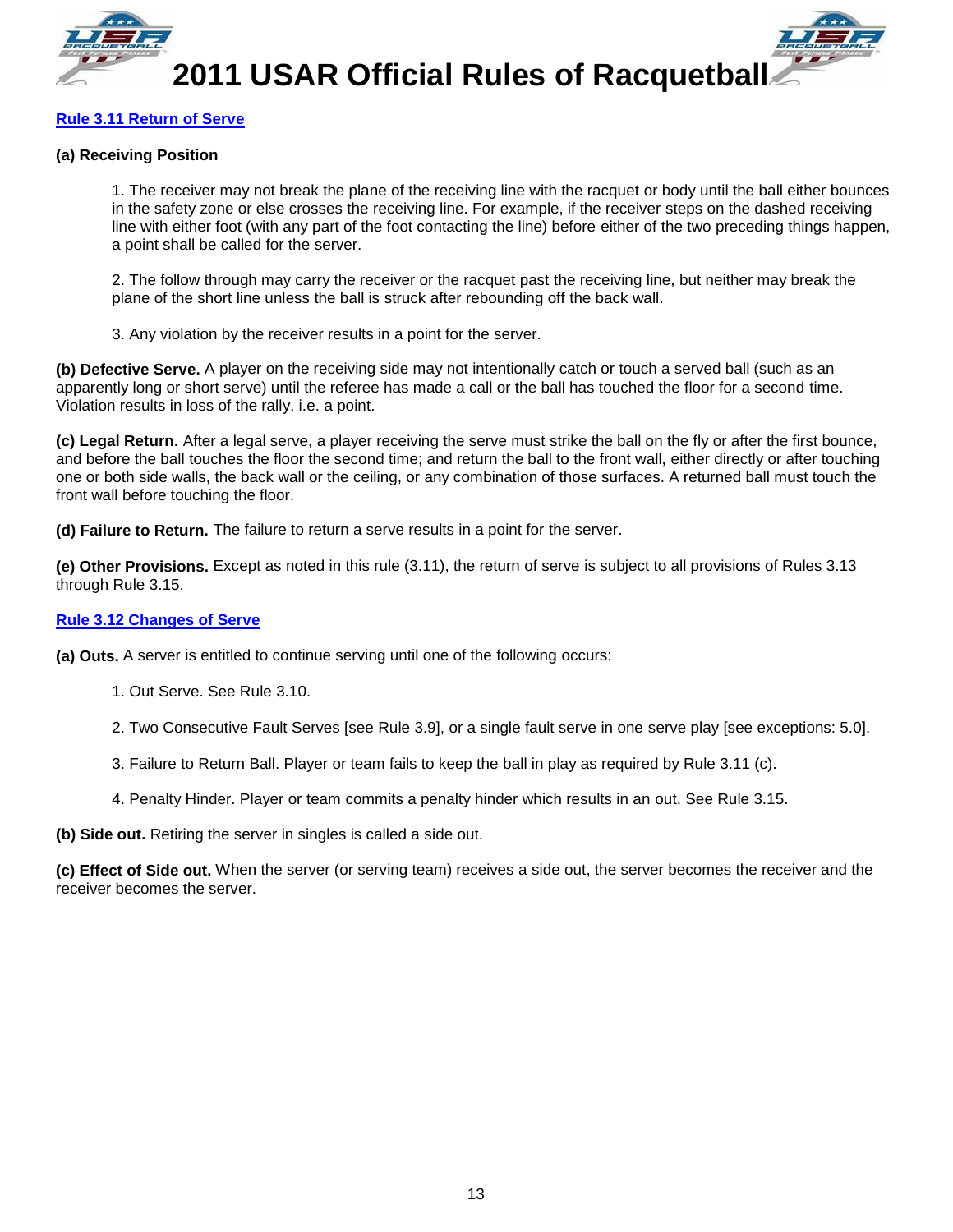## Rule 3.11 Return of Serve

**(a) Receiving Position**

1. The receiver may not break the plane of the receiving line with the racquet or body until the ball either bounces in the safety zone or else crosses the receiving line. For example, if the receiver steps on the dashed receiving line with either foot (with any part of the foot contacting the line) before either of the two preceding things happen, a point shall be called for the server.

2. The follow through may carry the receiver or the racquet past the receiving line, but neither may break the plane of the short line unless the ball is struck after rebounding off the back wall.

3. Any violation by the receiver results in a point for the server.

**(b) Defective Serve.** A player on the receiving side may not intentionally catch or touch a served ball (such as an apparently long or short serve) until the referee has made a call or the ball has touched the floor for a second time. Violation results in loss of the rally, i.e. a point.

**(c) Legal Return.** After a legal serve, a player receiving the serve must strike the ball on the fly or after the first bounce, and before the ball touches the floor the second time; and return the ball to the front wall, either directly or after touching one or both side walls, the back wall or the ceiling, or any combination of those surfaces. A returned ball must touch the front wall before touching the floor.

**(d) Failure to Return.** The failure to return a serve results in a point for the server.

**(e) Other Provisions.** Except as noted in this rule (3.11), the return of serve is subject to all provisions of Rules 3.13 through Rule 3.15.

## Rule 3.12 Changes of Serve

**(a) Outs.** A server is entitled to continue serving until one of the following occurs:

1. Out Serve. See Rule 3.10.

2. Two Consecutive Fault Serves [see Rule 3.9], or a single fault serve in one serve play [see exceptions: 5.0].

3. Failure to Return Ball. Player or team fails to keep the ball in play as required by Rule 3.11 (c).

4. Penalty Hinder. Player or team commits a penalty hinder which results in an out. See Rule 3.15.

**(b) Side out.** Retiring the server in singles is called a side out.

**(c) Effect of Side out.** When the server (or serving team) receives a side out, the server becomes the receiver and the receiver becomes the server.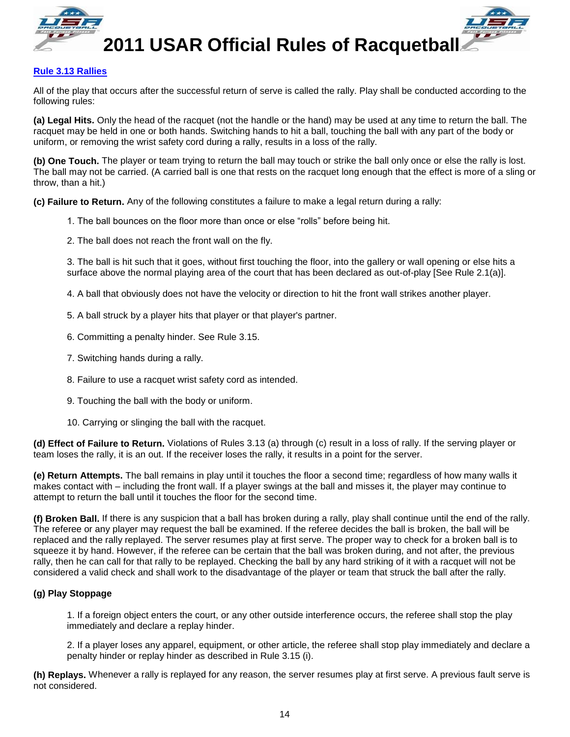## Rule 3.13 Rallies

All of the play that occurs after the successful return of serve is called the rally. Play shall be conducted according to the following rules:

**(a) Legal Hits.** Only the head of the racquet (not the handle or the hand) may be used at any time to return the ball. The racquet may be held in one or both hands. Switching hands to hit a ball, touching the ball with any part of the body or uniform, or removing the wrist safety cord during a rally, results in a loss of the rally.

**(b) One Touch.** The player or team trying to return the ball may touch or strike the ball only once or else the rally is lost. The ball may not be carried. (A carried ball is one that rests on the racquet long enough that the effect is more of a sling or throw, than a hit.)

**(c) Failure to Return.** Any of the following constitutes a failure to make a legal return during a rally:

1. The ball bounces on the floor more than once or else "rolls" before being hit.

2. The ball does not reach the front wall on the fly.

3. The ball is hit such that it goes, without first touching the floor, into the gallery or wall opening or else hits a surface above the normal playing area of the court that has been declared as out-of-play [See Rule 2.1(a)].

4. A ball that obviously does not have the velocity or direction to hit the front wall strikes another player.

5. A ball struck by a player hits that player or that player's partner.

6. Committing a penalty hinder. See Rule 3.15.

7. Switching hands during a rally.

8. Failure to use a racquet wrist safety cord as intended.

9. Touching the ball with the body or uniform.

10. Carrying or slinging the ball with the racquet.

**(d) Effect of Failure to Return.** Violations of Rules 3.13 (a) through (c) result in a loss of rally. If the serving player or team loses the rally, it is an out. If the receiver loses the rally, it results in a point for the server.

**(e) Return Attempts.** The ball remains in play until it touches the floor a second time; regardless of how many walls it makes contact with – including the front wall. If a player swings at the ball and misses it, the player may continue to attempt to return the ball until it touches the floor for the second time.

**(f) Broken Ball.** If there is any suspicion that a ball has broken during a rally, play shall continue until the end of the rally. The referee or any player may request the ball be examined. If the referee decides the ball is broken, the ball will be replaced and the rally replayed. The server resumes play at first serve. The proper way to check for a broken ball is to squeeze it by hand. However, if the referee can be certain that the ball was broken during, and not after, the previous rally, then he can call for that rally to be replayed. Checking the ball by any hard striking of it with a racquet will not be considered a valid check and shall work to the disadvantage of the player or team that struck the ball after the rally.

**(g) Play Stoppage**

1. If a foreign object enters the court, or any other outside interference occurs, the referee shall stop the play immediately and declare a replay hinder.

2. If a player loses any apparel, equipment, or other article, the referee shall stop play immediately and declare a penalty hinder or replay hinder as described in Rule 3.15 (i).

**(h) Replays.** Whenever a rally is replayed for any reason, the server resumes play at first serve. A previous fault serve is not considered.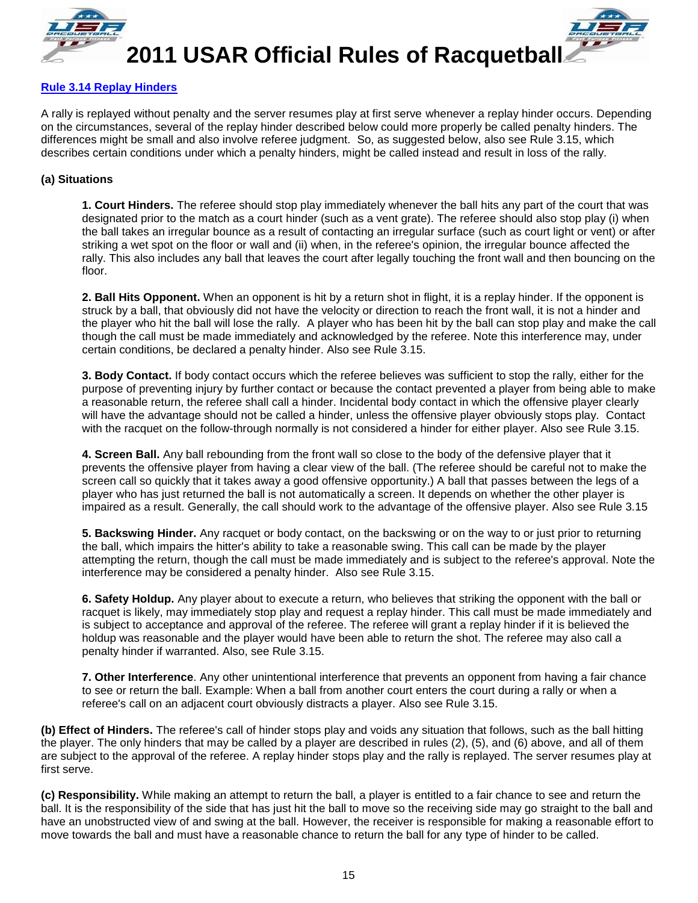## Rule 3.14 Replay Hinders

A rally is replayed without penalty and the server resumes play at first serve whenever a replay hinder occurs. Depending on the circumstances, several of the replay hinder described below could more properly be called penalty hinders. The differences might be small and also involve referee judgment. So, as suggested below, also see Rule 3.15, which describes certain conditions under which a penalty hinders, might be called instead and result in loss of the rally.

**(a) Situations**

**1. Court Hinders.** The referee should stop play immediately whenever the ball hits any part of the court that was designated prior to the match as a court hinder (such as a vent grate). The referee should also stop play (i) when the ball takes an irregular bounce as a result of contacting an irregular surface (such as court light or vent) or after striking a wet spot on the floor or wall and (ii) when, in the referee's opinion, the irregular bounce affected the rally. This also includes any ball that leaves the court after legally touching the front wall and then bouncing on the floor.

**2. Ball Hits Opponent.** When an opponent is hit by a return shot in flight, it is a replay hinder. If the opponent is struck by a ball, that obviously did not have the velocity or direction to reach the front wall, it is not a hinder and the player who hit the ball will lose the rally. A player who has been hit by the ball can stop play and make the call though the call must be made immediately and acknowledged by the referee. Note this interference may, under certain conditions, be declared a penalty hinder. Also see Rule 3.15.

**3. Body Contact.** If body contact occurs which the referee believes was sufficient to stop the rally, either for the purpose of preventing injury by further contact or because the contact prevented a player from being able to make a reasonable return, the referee shall call a hinder. Incidental body contact in which the offensive player clearly will have the advantage should not be called a hinder, unless the offensive player obviously stops play. Contact with the racquet on the follow-through normally is not considered a hinder for either player. Also see Rule 3.15.

**4. Screen Ball.** Any ball rebounding from the front wall so close to the body of the defensive player that it prevents the offensive player from having a clear view of the ball. (The referee should be careful not to make the screen call so quickly that it takes away a good offensive opportunity.) A ball that passes between the legs of a player who has just returned the ball is not automatically a screen. It depends on whether the other player is impaired as a result. Generally, the call should work to the advantage of the offensive player. Also see Rule 3.15

**5. Backswing Hinder.** Any racquet or body contact, on the backswing or on the way to or just prior to returning the ball, which impairs the hitter's ability to take a reasonable swing. This call can be made by the player attempting the return, though the call must be made immediately and is subject to the referee's approval. Note the interference may be considered a penalty hinder. Also see Rule 3.15.

**6. Safety Holdup.** Any player about to execute a return, who believes that striking the opponent with the ball or racquet is likely, may immediately stop play and request a replay hinder. This call must be made immediately and is subject to acceptance and approval of the referee. The referee will grant a replay hinder if it is believed the holdup was reasonable and the player would have been able to return the shot. The referee may also call a penalty hinder if warranted. Also, see Rule 3.15.

**7. Other Interference**. Any other unintentional interference that prevents an opponent from having a fair chance to see or return the ball. Example: When a ball from another court enters the court during a rally or when a referee's call on an adjacent court obviously distracts a player. Also see Rule 3.15.

**(b) Effect of Hinders.** The referee's call of hinder stops play and voids any situation that follows, such as the ball hitting the player. The only hinders that may be called by a player are described in rules (2), (5), and (6) above, and all of them are subject to the approval of the referee. A replay hinder stops play and the rally is replayed. The server resumes play at first serve.

**(c) Responsibility.** While making an attempt to return the ball, a player is entitled to a fair chance to see and return the ball. It is the responsibility of the side that has just hit the ball to move so the receiving side may go straight to the ball and have an unobstructed view of and swing at the ball. However, the receiver is responsible for making a reasonable effort to move towards the ball and must have a reasonable chance to return the ball for any type of hinder to be called.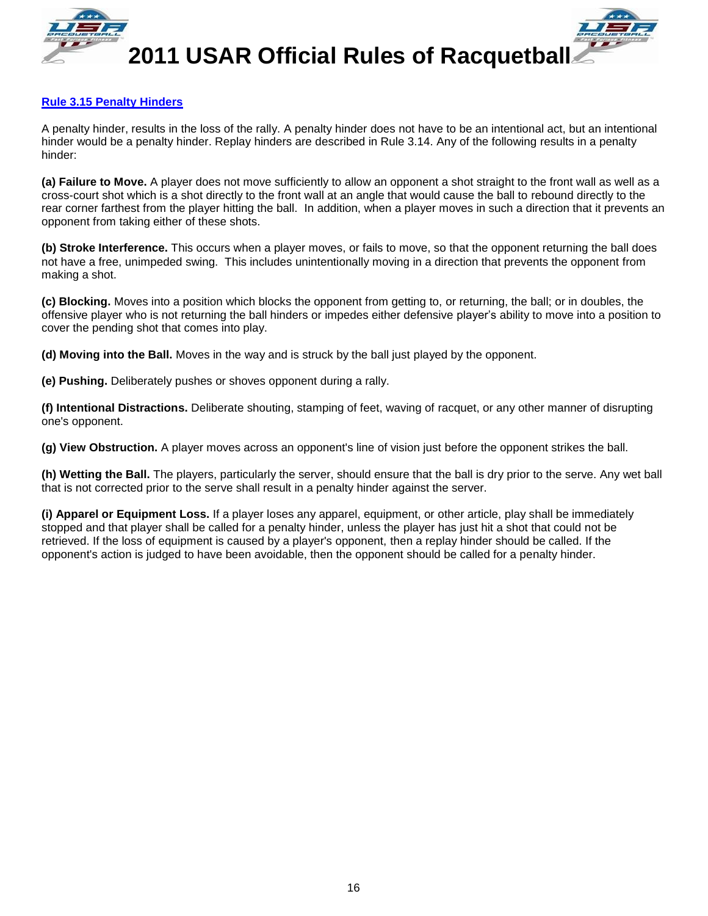## Rule 3.15 Penalty Hinders

A penalty hinder, results in the loss of the rally. A penalty hinder does not have to be an intentional act, but an intentional hinder would be a penalty hinder. Replay hinders are described in Rule 3.14. Any of the following results in a penalty hinder:

**(a) Failure to Move.** A player does not move sufficiently to allow an opponent a shot straight to the front wall as well as a cross-court shot which is a shot directly to the front wall at an angle that would cause the ball to rebound directly to the rear corner farthest from the player hitting the ball. In addition, when a player moves in such a direction that it prevents an opponent from taking either of these shots.

**(b) Stroke Interference.** This occurs when a player moves, or fails to move, so that the opponent returning the ball does not have a free, unimpeded swing. This includes unintentionally moving in a direction that prevents the opponent from making a shot.

**(c) Blocking.** Moves into a position which blocks the opponent from getting to, or returning, the ball; or in doubles, the offensive player who is not returning the ball hinders or impedes either defensive player's ability to move into a position to cover the pending shot that comes into play.

**(d) Moving into the Ball.** Moves in the way and is struck by the ball just played by the opponent.

**(e) Pushing.** Deliberately pushes or shoves opponent during a rally.

**(f) Intentional Distractions.** Deliberate shouting, stamping of feet, waving of racquet, or any other manner of disrupting one's opponent.

**(g) View Obstruction.** A player moves across an opponent's line of vision just before the opponent strikes the ball.

**(h) Wetting the Ball.** The players, particularly the server, should ensure that the ball is dry prior to the serve. Any wet ball that is not corrected prior to the serve shall result in a penalty hinder against the server.

**(i) Apparel or Equipment Loss.** If a player loses any apparel, equipment, or other article, play shall be immediately stopped and that player shall be called for a penalty hinder, unless the player has just hit a shot that could not be retrieved. If the loss of equipment is caused by a player's opponent, then a replay hinder should be called. If the opponent's action is judged to have been avoidable, then the opponent should be called for a penalty hinder.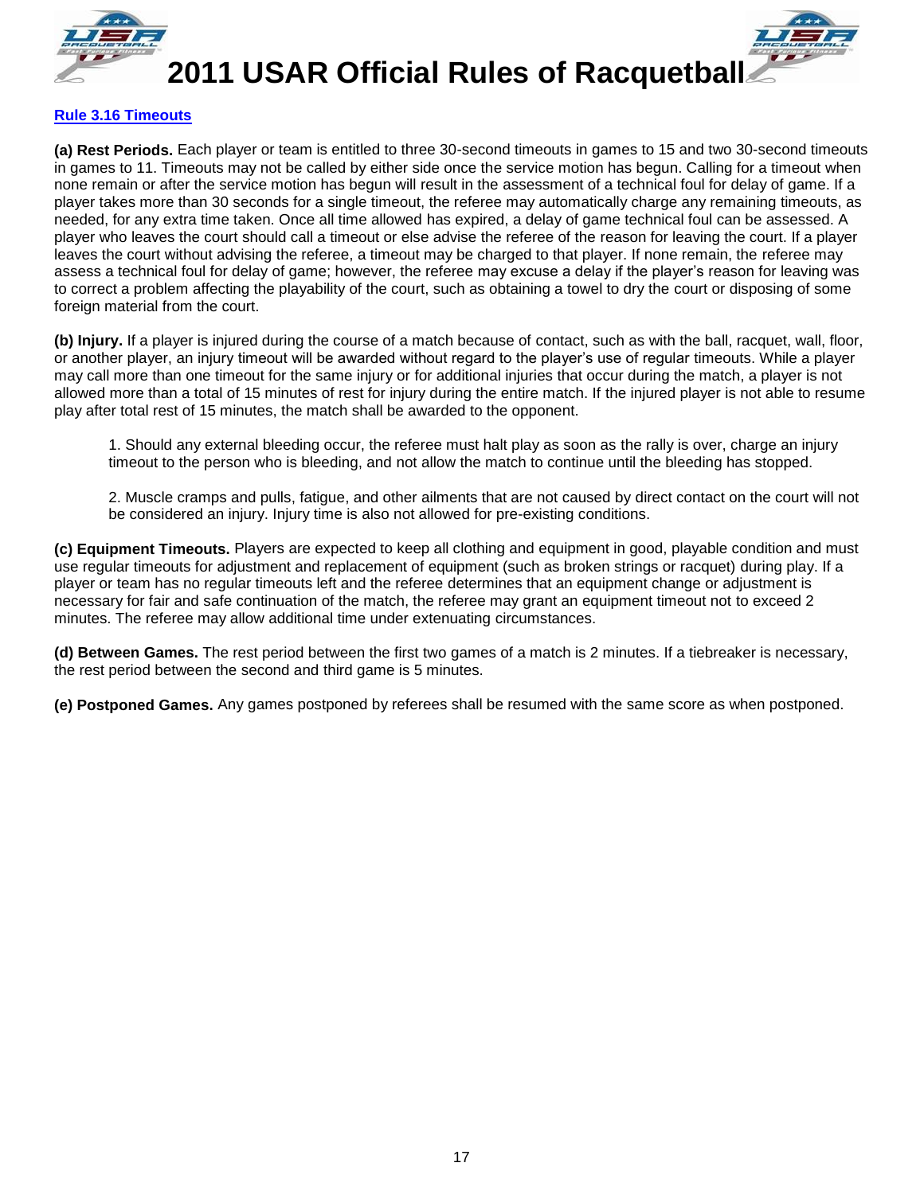## Rule 3.16 Timeouts

**(a) Rest Periods.** Each player or team is entitled to three 30-second timeouts in games to 15 and two 30-second timeouts in games to 11. Timeouts may not be called by either side once the service motion has begun. Calling for a timeout when none remain or after the service motion has begun will result in the assessment of a technical foul for delay of game. If a player takes more than 30 seconds for a single timeout, the referee may automatically charge any remaining timeouts, as needed, for any extra time taken. Once all time allowed has expired, a delay of game technical foul can be assessed. A player who leaves the court should call a timeout or else advise the referee of the reason for leaving the court. If a player leaves the court without advising the referee, a timeout may be charged to that player. If none remain, the referee may assess a technical foul for delay of game; however, the referee may excuse a delay if the player's reason for leaving was to correct a problem affecting the playability of the court, such as obtaining a towel to dry the court or disposing of some foreign material from the court.

**(b) Injury.** If a player is injured during the course of a match because of contact, such as with the ball, racquet, wall, floor, or another player, an injury timeout will be awarded without regard to the player's use of regular timeouts. While a player may call more than one timeout for the same injury or for additional injuries that occur during the match, a player is not allowed more than a total of 15 minutes of rest for injury during the entire match. If the injured player is not able to resume play after total rest of 15 minutes, the match shall be awarded to the opponent.

1. Should any external bleeding occur, the referee must halt play as soon as the rally is over, charge an injury timeout to the person who is bleeding, and not allow the match to continue until the bleeding has stopped.

2. Muscle cramps and pulls, fatigue, and other ailments that are not caused by direct contact on the court will not be considered an injury. Injury time is also not allowed for pre-existing conditions.

**(c) Equipment Timeouts.** Players are expected to keep all clothing and equipment in good, playable condition and must use regular timeouts for adjustment and replacement of equipment (such as broken strings or racquet) during play. If a player or team has no regular timeouts left and the referee determines that an equipment change or adjustment is necessary for fair and safe continuation of the match, the referee may grant an equipment timeout not to exceed 2 minutes. The referee may allow additional time under extenuating circumstances.

**(d) Between Games.** The rest period between the first two games of a match is 2 minutes. If a tiebreaker is necessary, the rest period between the second and third game is 5 minutes.

**(e) Postponed Games.** Any games postponed by referees shall be resumed with the same score as when postponed.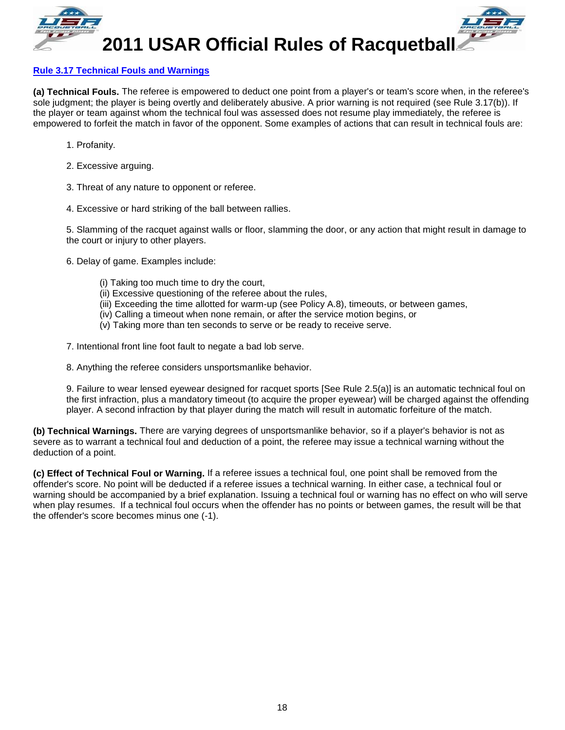## Rule 3.17 Technical Fouls and Warnings

**(a) Technical Fouls.** The referee is empowered to deduct one point from a player's or team's score when, in the referee's sole judgment; the player is being overtly and deliberately abusive. A prior warning is not required (see Rule 3.17(b)). If the player or team against whom the technical foul was assessed does not resume play immediately, the referee is empowered to forfeit the match in favor of the opponent. Some examples of actions that can result in technical fouls are:

1. Profanity.

2. Excessive arguing.

3. Threat of any nature to opponent or referee.

4. Excessive or hard striking of the ball between rallies.

5. Slamming of the racquet against walls or floor, slamming the door, or any action that might result in damage to the court or injury to other players.

6. Delay of game. Examples include:

   (i) Taking too much time to dry the court,
   (ii) Excessive questioning of the referee about the rules,
   (iii) Exceeding the time allotted for warm-up (see Policy A.8), timeouts, or between games,
   (iv) Calling a timeout when none remain, or after the service motion begins, or
   (v) Taking more than ten seconds to serve or be ready to receive serve.

7. Intentional front line foot fault to negate a bad lob serve.

8. Anything the referee considers unsportsmanlike behavior.

9. Failure to wear lensed eyewear designed for racquet sports [See Rule 2.5(a)] is an automatic technical foul on the first infraction, plus a mandatory timeout (to acquire the proper eyewear) will be charged against the offending player. A second infraction by that player during the match will result in automatic forfeiture of the match.

**(b) Technical Warnings.** There are varying degrees of unsportsmanlike behavior, so if a player's behavior is not as severe as to warrant a technical foul and deduction of a point, the referee may issue a technical warning without the deduction of a point.

**(c) Effect of Technical Foul or Warning.** If a referee issues a technical foul, one point shall be removed from the offender's score. No point will be deducted if a referee issues a technical warning. In either case, a technical foul or warning should be accompanied by a brief explanation. Issuing a technical foul or warning has no effect on who will serve when play resumes. If a technical foul occurs when the offender has no points or between games, the result will be that the offender's score becomes minus one (-1).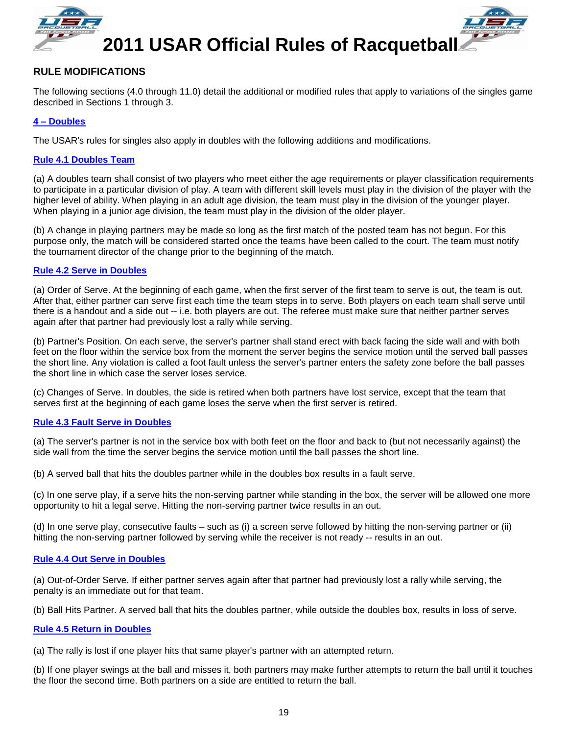## RULE MODIFICATIONS

The following sections (4.0 through 11.0) detail the additional or modified rules that apply to variations of the singles game described in Sections 1 through 3.

### 4 – Doubles

The USAR's rules for singles also apply in doubles with the following additions and modifications.

#### Rule 4.1 Doubles Team

(a) A doubles team shall consist of two players who meet either the age requirements or player classification requirements to participate in a particular division of play. A team with different skill levels must play in the division of the player with the higher level of ability. When playing in an adult age division, the team must play in the division of the younger player. When playing in a junior age division, the team must play in the division of the older player.

(b) A change in playing partners may be made so long as the first match of the posted team has not begun. For this purpose only, the match will be considered started once the teams have been called to the court. The team must notify the tournament director of the change prior to the beginning of the match.

#### Rule 4.2 Serve in Doubles

(a) Order of Serve. At the beginning of each game, when the first server of the first team to serve is out, the team is out. After that, either partner can serve first each time the team steps in to serve. Both players on each team shall serve until there is a handout and a side out -- i.e. both players are out. The referee must make sure that neither partner serves again after that partner had previously lost a rally while serving.

(b) Partner's Position. On each serve, the server's partner shall stand erect with back facing the side wall and with both feet on the floor within the service box from the moment the server begins the service motion until the served ball passes the short line. Any violation is called a foot fault unless the server's partner enters the safety zone before the ball passes the short line in which case the server loses service.

(c) Changes of Serve. In doubles, the side is retired when both partners have lost service, except that the team that serves first at the beginning of each game loses the serve when the first server is retired.

#### Rule 4.3 Fault Serve in Doubles

(a) The server's partner is not in the service box with both feet on the floor and back to (but not necessarily against) the side wall from the time the server begins the service motion until the ball passes the short line.

(b) A served ball that hits the doubles partner while in the doubles box results in a fault serve.

(c) In one serve play, if a serve hits the non-serving partner while standing in the box, the server will be allowed one more opportunity to hit a legal serve. Hitting the non-serving partner twice results in an out.

(d) In one serve play, consecutive faults – such as (i) a screen serve followed by hitting the non-serving partner or (ii) hitting the non-serving partner followed by serving while the receiver is not ready -- results in an out.

#### Rule 4.4 Out Serve in Doubles

(a) Out-of-Order Serve. If either partner serves again after that partner had previously lost a rally while serving, the penalty is an immediate out for that team.

(b) Ball Hits Partner. A served ball that hits the doubles partner, while outside the doubles box, results in loss of serve.

#### Rule 4.5 Return in Doubles

(a) The rally is lost if one player hits that same player's partner with an attempted return.

(b) If one player swings at the ball and misses it, both partners may make further attempts to return the ball until it touches the floor the second time. Both partners on a side are entitled to return the ball.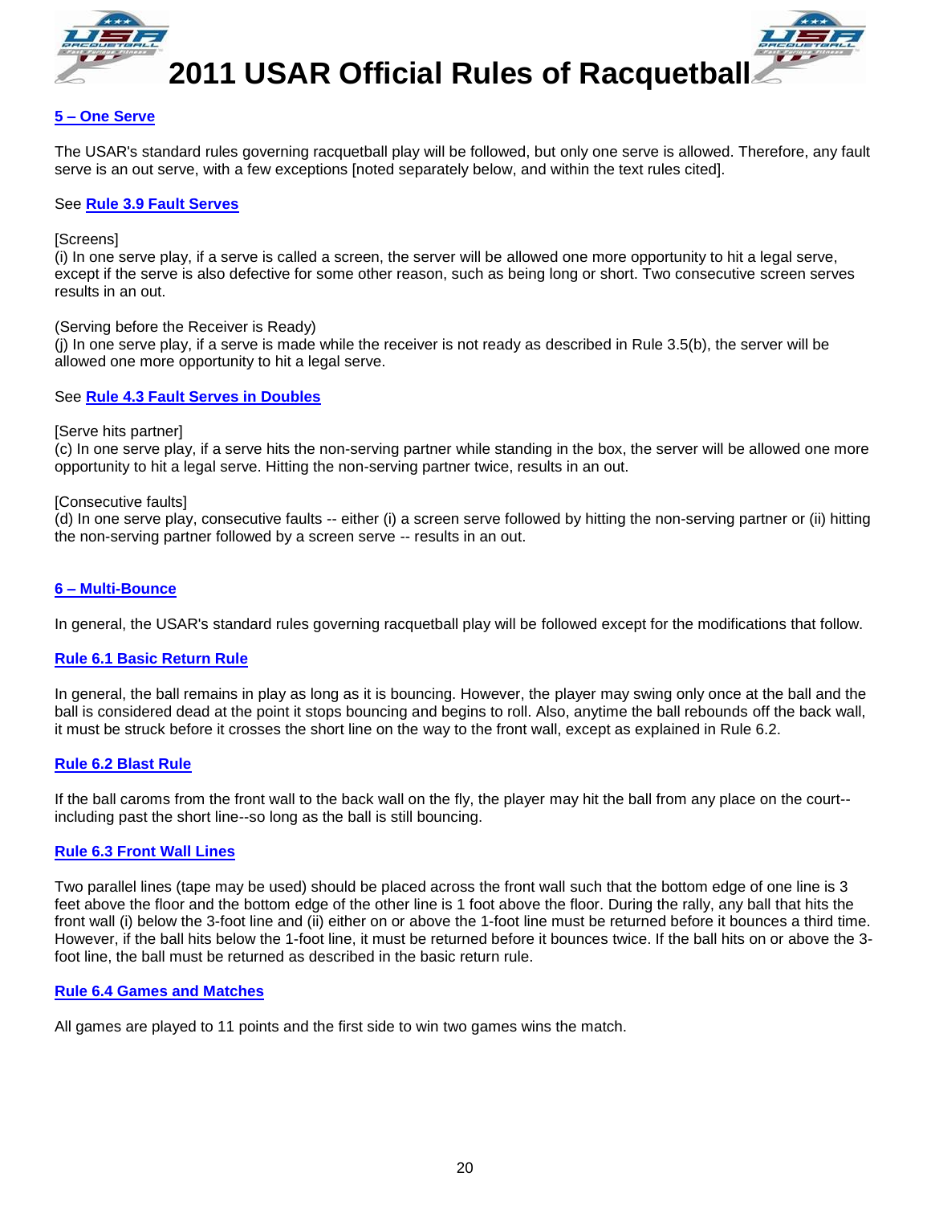### 5 – One Serve

The USAR's standard rules governing racquetball play will be followed, but only one serve is allowed. Therefore, any fault serve is an out serve, with a few exceptions [noted separately below, and within the text rules cited].

See **Rule 3.9 Fault Serves**

[Screens]
(i) In one serve play, if a serve is called a screen, the server will be allowed one more opportunity to hit a legal serve, except if the serve is also defective for some other reason, such as being long or short. Two consecutive screen serves results in an out.

(Serving before the Receiver is Ready)
(j) In one serve play, if a serve is made while the receiver is not ready as described in Rule 3.5(b), the server will be allowed one more opportunity to hit a legal serve.

See **Rule 4.3 Fault Serves in Doubles**

[Serve hits partner]
(c) In one serve play, if a serve hits the non-serving partner while standing in the box, the server will be allowed one more opportunity to hit a legal serve. Hitting the non-serving partner twice, results in an out.

[Consecutive faults]
(d) In one serve play, consecutive faults -- either (i) a screen serve followed by hitting the non-serving partner or (ii) hitting the non-serving partner followed by a screen serve -- results in an out.

### 6 – Multi-Bounce

In general, the USAR's standard rules governing racquetball play will be followed except for the modifications that follow.

#### Rule 6.1 Basic Return Rule

In general, the ball remains in play as long as it is bouncing. However, the player may swing only once at the ball and the ball is considered dead at the point it stops bouncing and begins to roll. Also, anytime the ball rebounds off the back wall, it must be struck before it crosses the short line on the way to the front wall, except as explained in Rule 6.2.

#### Rule 6.2 Blast Rule

If the ball caroms from the front wall to the back wall on the fly, the player may hit the ball from any place on the court--including past the short line--so long as the ball is still bouncing.

#### Rule 6.3 Front Wall Lines

Two parallel lines (tape may be used) should be placed across the front wall such that the bottom edge of one line is 3 feet above the floor and the bottom edge of the other line is 1 foot above the floor. During the rally, any ball that hits the front wall (i) below the 3-foot line and (ii) either on or above the 1-foot line must be returned before it bounces a third time. However, if the ball hits below the 1-foot line, it must be returned before it bounces twice. If the ball hits on or above the 3-foot line, the ball must be returned as described in the basic return rule.

#### Rule 6.4 Games and Matches

All games are played to 11 points and the first side to win two games wins the match.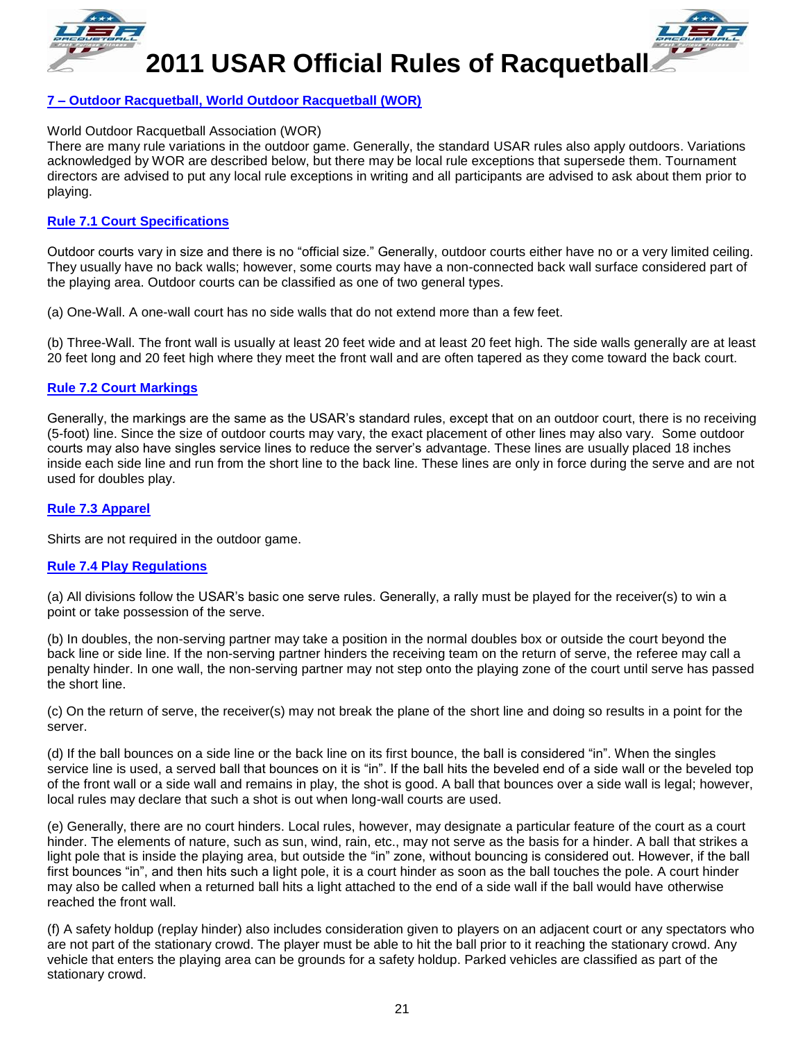## 7 – Outdoor Racquetball, World Outdoor Racquetball (WOR)

World Outdoor Racquetball Association (WOR)
There are many rule variations in the outdoor game. Generally, the standard USAR rules also apply outdoors. Variations acknowledged by WOR are described below, but there may be local rule exceptions that supersede them. Tournament directors are advised to put any local rule exceptions in writing and all participants are advised to ask about them prior to playing.

### Rule 7.1 Court Specifications

Outdoor courts vary in size and there is no "official size." Generally, outdoor courts either have no or a very limited ceiling. They usually have no back walls; however, some courts may have a non-connected back wall surface considered part of the playing area. Outdoor courts can be classified as one of two general types.

(a) One-Wall. A one-wall court has no side walls that do not extend more than a few feet.

(b) Three-Wall. The front wall is usually at least 20 feet wide and at least 20 feet high. The side walls generally are at least 20 feet long and 20 feet high where they meet the front wall and are often tapered as they come toward the back court.

### Rule 7.2 Court Markings

Generally, the markings are the same as the USAR's standard rules, except that on an outdoor court, there is no receiving (5-foot) line. Since the size of outdoor courts may vary, the exact placement of other lines may also vary. Some outdoor courts may also have singles service lines to reduce the server's advantage. These lines are usually placed 18 inches inside each side line and run from the short line to the back line. These lines are only in force during the serve and are not used for doubles play.

### Rule 7.3 Apparel

Shirts are not required in the outdoor game.

### Rule 7.4 Play Regulations

(a) All divisions follow the USAR's basic one serve rules. Generally, a rally must be played for the receiver(s) to win a point or take possession of the serve.

(b) In doubles, the non-serving partner may take a position in the normal doubles box or outside the court beyond the back line or side line. If the non-serving partner hinders the receiving team on the return of serve, the referee may call a penalty hinder. In one wall, the non-serving partner may not step onto the playing zone of the court until serve has passed the short line.

(c) On the return of serve, the receiver(s) may not break the plane of the short line and doing so results in a point for the server.

(d) If the ball bounces on a side line or the back line on its first bounce, the ball is considered "in". When the singles service line is used, a served ball that bounces on it is "in". If the ball hits the beveled end of a side wall or the beveled top of the front wall or a side wall and remains in play, the shot is good. A ball that bounces over a side wall is legal; however, local rules may declare that such a shot is out when long-wall courts are used.

(e) Generally, there are no court hinders. Local rules, however, may designate a particular feature of the court as a court hinder. The elements of nature, such as sun, wind, rain, etc., may not serve as the basis for a hinder. A ball that strikes a light pole that is inside the playing area, but outside the "in" zone, without bouncing is considered out. However, if the ball first bounces "in", and then hits such a light pole, it is a court hinder as soon as the ball touches the pole. A court hinder may also be called when a returned ball hits a light attached to the end of a side wall if the ball would have otherwise reached the front wall.

(f) A safety holdup (replay hinder) also includes consideration given to players on an adjacent court or any spectators who are not part of the stationary crowd. The player must be able to hit the ball prior to it reaching the stationary crowd. Any vehicle that enters the playing area can be grounds for a safety holdup. Parked vehicles are classified as part of the stationary crowd.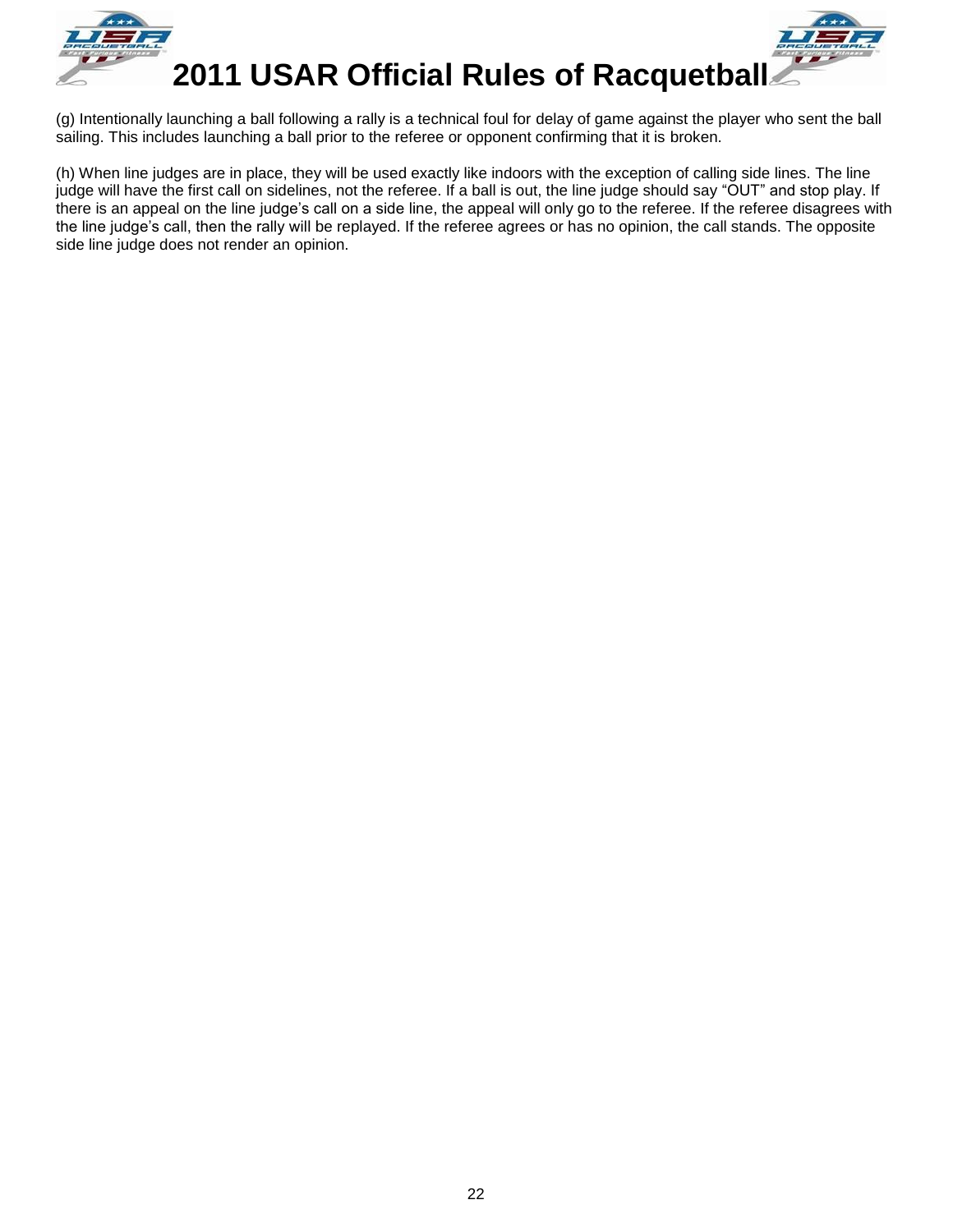(g) Intentionally launching a ball following a rally is a technical foul for delay of game against the player who sent the ball sailing. This includes launching a ball prior to the referee or opponent confirming that it is broken.

(h) When line judges are in place, they will be used exactly like indoors with the exception of calling side lines. The line judge will have the first call on sidelines, not the referee. If a ball is out, the line judge should say “OUT” and stop play. If there is an appeal on the line judge’s call on a side line, the appeal will only go to the referee. If the referee disagrees with the line judge’s call, then the rally will be replayed. If the referee agrees or has no opinion, the call stands. The opposite side line judge does not render an opinion.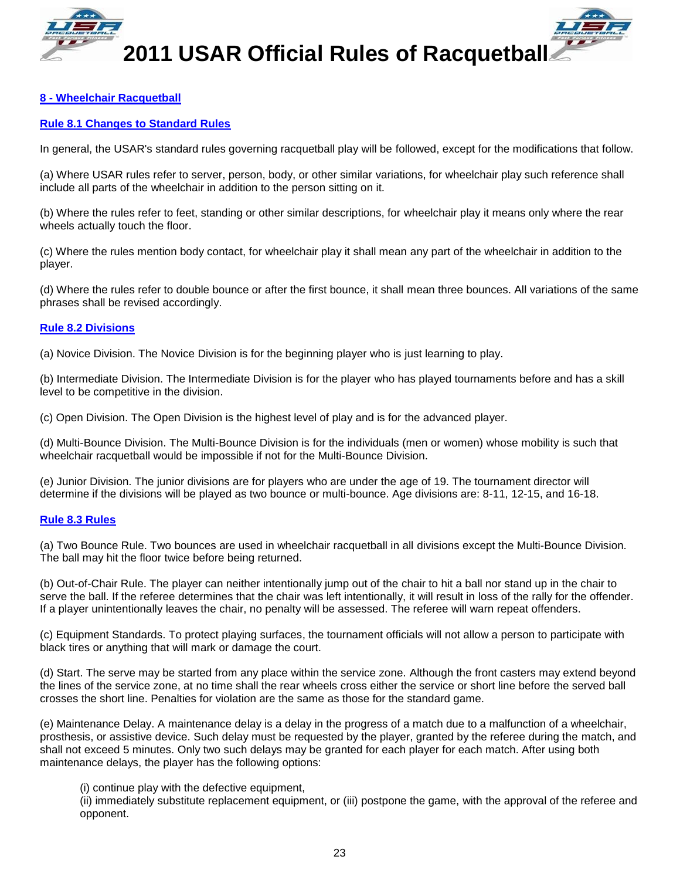## 8 - Wheelchair Racquetball

### Rule 8.1 Changes to Standard Rules

In general, the USAR's standard rules governing racquetball play will be followed, except for the modifications that follow.

(a) Where USAR rules refer to server, person, body, or other similar variations, for wheelchair play such reference shall include all parts of the wheelchair in addition to the person sitting on it.

(b) Where the rules refer to feet, standing or other similar descriptions, for wheelchair play it means only where the rear wheels actually touch the floor.

(c) Where the rules mention body contact, for wheelchair play it shall mean any part of the wheelchair in addition to the player.

(d) Where the rules refer to double bounce or after the first bounce, it shall mean three bounces. All variations of the same phrases shall be revised accordingly.

### Rule 8.2 Divisions

(a) Novice Division. The Novice Division is for the beginning player who is just learning to play.

(b) Intermediate Division. The Intermediate Division is for the player who has played tournaments before and has a skill level to be competitive in the division.

(c) Open Division. The Open Division is the highest level of play and is for the advanced player.

(d) Multi-Bounce Division. The Multi-Bounce Division is for the individuals (men or women) whose mobility is such that wheelchair racquetball would be impossible if not for the Multi-Bounce Division.

(e) Junior Division. The junior divisions are for players who are under the age of 19. The tournament director will determine if the divisions will be played as two bounce or multi-bounce. Age divisions are: 8-11, 12-15, and 16-18.

### Rule 8.3 Rules

(a) Two Bounce Rule. Two bounces are used in wheelchair racquetball in all divisions except the Multi-Bounce Division. The ball may hit the floor twice before being returned.

(b) Out-of-Chair Rule. The player can neither intentionally jump out of the chair to hit a ball nor stand up in the chair to serve the ball. If the referee determines that the chair was left intentionally, it will result in loss of the rally for the offender. If a player unintentionally leaves the chair, no penalty will be assessed. The referee will warn repeat offenders.

(c) Equipment Standards. To protect playing surfaces, the tournament officials will not allow a person to participate with black tires or anything that will mark or damage the court.

(d) Start. The serve may be started from any place within the service zone. Although the front casters may extend beyond the lines of the service zone, at no time shall the rear wheels cross either the service or short line before the served ball crosses the short line. Penalties for violation are the same as those for the standard game.

(e) Maintenance Delay. A maintenance delay is a delay in the progress of a match due to a malfunction of a wheelchair, prosthesis, or assistive device. Such delay must be requested by the player, granted by the referee during the match, and shall not exceed 5 minutes. Only two such delays may be granted for each player for each match. After using both maintenance delays, the player has the following options:

(i) continue play with the defective equipment,
(ii) immediately substitute replacement equipment, or (iii) postpone the game, with the approval of the referee and opponent.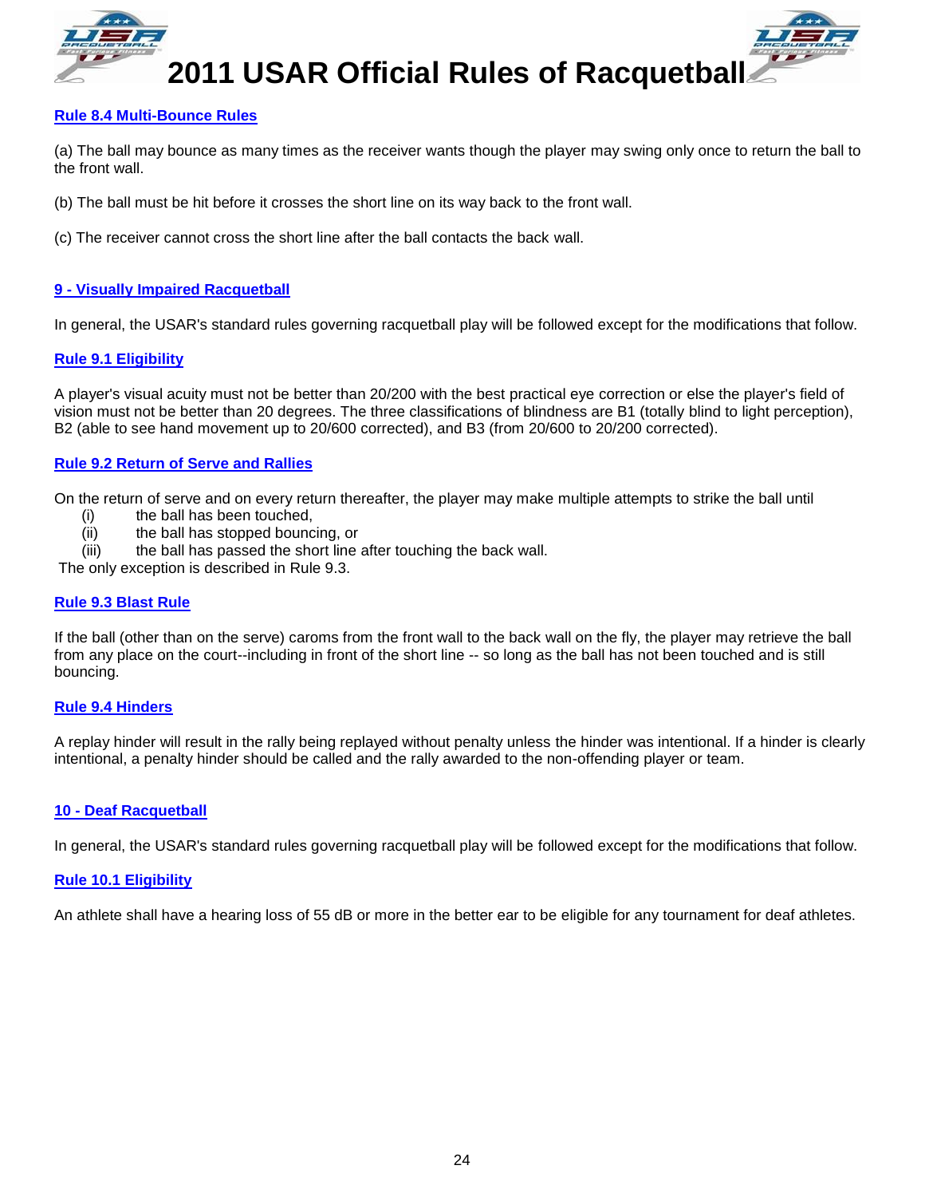### Rule 8.4 Multi-Bounce Rules

(a) The ball may bounce as many times as the receiver wants though the player may swing only once to return the ball to the front wall.

(b) The ball must be hit before it crosses the short line on its way back to the front wall.

(c) The receiver cannot cross the short line after the ball contacts the back wall.

## 9 - Visually Impaired Racquetball

In general, the USAR's standard rules governing racquetball play will be followed except for the modifications that follow.

### Rule 9.1 Eligibility

A player's visual acuity must not be better than 20/200 with the best practical eye correction or else the player's field of vision must not be better than 20 degrees. The three classifications of blindness are B1 (totally blind to light perception), B2 (able to see hand movement up to 20/600 corrected), and B3 (from 20/600 to 20/200 corrected).

### Rule 9.2 Return of Serve and Rallies

On the return of serve and on every return thereafter, the player may make multiple attempts to strike the ball until

- (i) the ball has been touched,
- (ii) the ball has stopped bouncing, or
- (iii) the ball has passed the short line after touching the back wall.

The only exception is described in Rule 9.3.

### Rule 9.3 Blast Rule

If the ball (other than on the serve) caroms from the front wall to the back wall on the fly, the player may retrieve the ball from any place on the court--including in front of the short line -- so long as the ball has not been touched and is still bouncing.

### Rule 9.4 Hinders

A replay hinder will result in the rally being replayed without penalty unless the hinder was intentional. If a hinder is clearly intentional, a penalty hinder should be called and the rally awarded to the non-offending player or team.

## 10 - Deaf Racquetball

In general, the USAR's standard rules governing racquetball play will be followed except for the modifications that follow.

### Rule 10.1 Eligibility

An athlete shall have a hearing loss of 55 dB or more in the better ear to be eligible for any tournament for deaf athletes.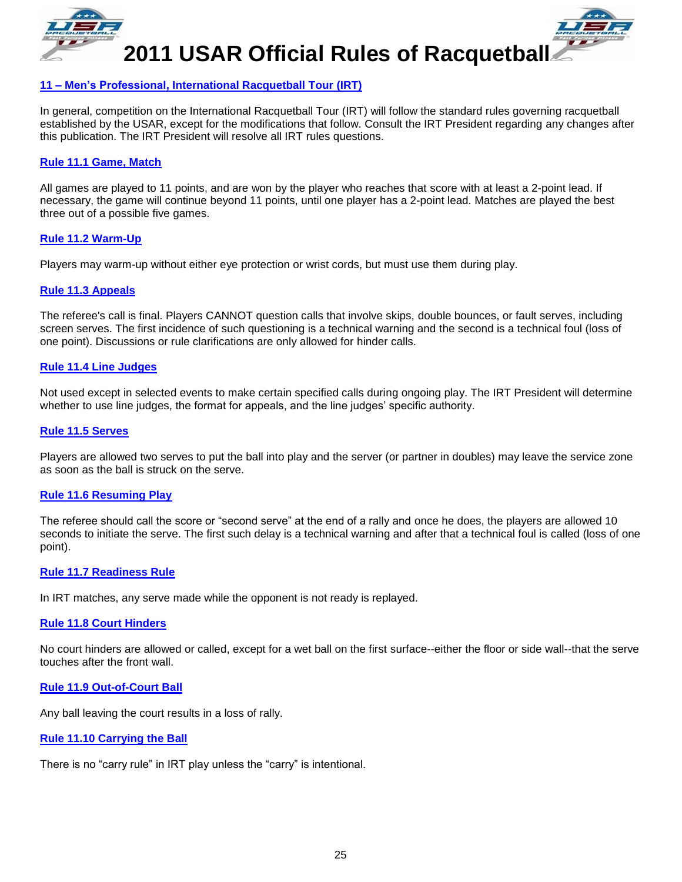## 11 – Men's Professional, International Racquetball Tour (IRT)

In general, competition on the International Racquetball Tour (IRT) will follow the standard rules governing racquetball established by the USAR, except for the modifications that follow. Consult the IRT President regarding any changes after this publication. The IRT President will resolve all IRT rules questions.

### Rule 11.1 Game, Match

All games are played to 11 points, and are won by the player who reaches that score with at least a 2-point lead. If necessary, the game will continue beyond 11 points, until one player has a 2-point lead. Matches are played the best three out of a possible five games.

### Rule 11.2 Warm-Up

Players may warm-up without either eye protection or wrist cords, but must use them during play.

### Rule 11.3 Appeals

The referee's call is final. Players CANNOT question calls that involve skips, double bounces, or fault serves, including screen serves. The first incidence of such questioning is a technical warning and the second is a technical foul (loss of one point). Discussions or rule clarifications are only allowed for hinder calls.

### Rule 11.4 Line Judges

Not used except in selected events to make certain specified calls during ongoing play. The IRT President will determine whether to use line judges, the format for appeals, and the line judges' specific authority.

### Rule 11.5 Serves

Players are allowed two serves to put the ball into play and the server (or partner in doubles) may leave the service zone as soon as the ball is struck on the serve.

### Rule 11.6 Resuming Play

The referee should call the score or "second serve" at the end of a rally and once he does, the players are allowed 10 seconds to initiate the serve. The first such delay is a technical warning and after that a technical foul is called (loss of one point).

### Rule 11.7 Readiness Rule

In IRT matches, any serve made while the opponent is not ready is replayed.

### Rule 11.8 Court Hinders

No court hinders are allowed or called, except for a wet ball on the first surface--either the floor or side wall--that the serve touches after the front wall.

### Rule 11.9 Out-of-Court Ball

Any ball leaving the court results in a loss of rally.

### Rule 11.10 Carrying the Ball

There is no "carry rule" in IRT play unless the "carry" is intentional.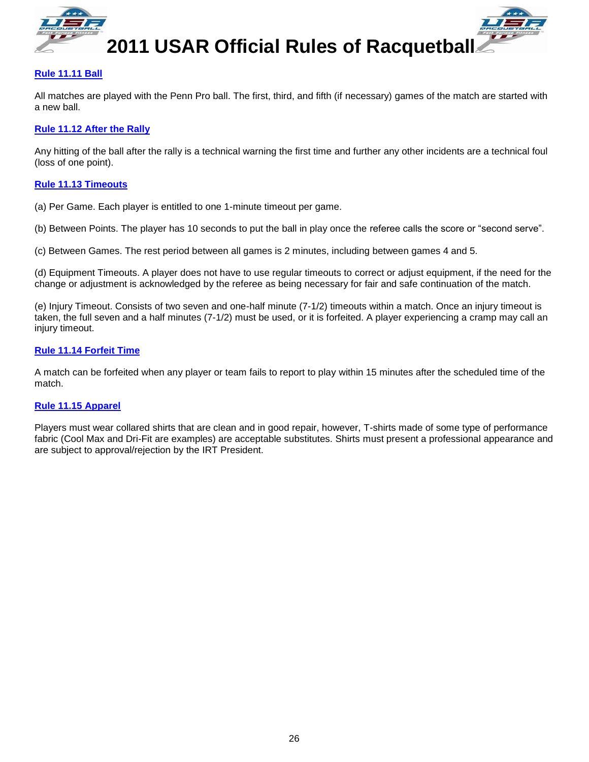### Rule 11.11 Ball

All matches are played with the Penn Pro ball. The first, third, and fifth (if necessary) games of the match are started with a new ball.

### Rule 11.12 After the Rally

Any hitting of the ball after the rally is a technical warning the first time and further any other incidents are a technical foul (loss of one point).

### Rule 11.13 Timeouts

(a) Per Game. Each player is entitled to one 1-minute timeout per game.

(b) Between Points. The player has 10 seconds to put the ball in play once the referee calls the score or "second serve".

(c) Between Games. The rest period between all games is 2 minutes, including between games 4 and 5.

(d) Equipment Timeouts. A player does not have to use regular timeouts to correct or adjust equipment, if the need for the change or adjustment is acknowledged by the referee as being necessary for fair and safe continuation of the match.

(e) Injury Timeout. Consists of two seven and one-half minute (7-1/2) timeouts within a match. Once an injury timeout is taken, the full seven and a half minutes (7-1/2) must be used, or it is forfeited. A player experiencing a cramp may call an injury timeout.

### Rule 11.14 Forfeit Time

A match can be forfeited when any player or team fails to report to play within 15 minutes after the scheduled time of the match.

### Rule 11.15 Apparel

Players must wear collared shirts that are clean and in good repair, however, T-shirts made of some type of performance fabric (Cool Max and Dri-Fit are examples) are acceptable substitutes. Shirts must present a professional appearance and are subject to approval/rejection by the IRT President.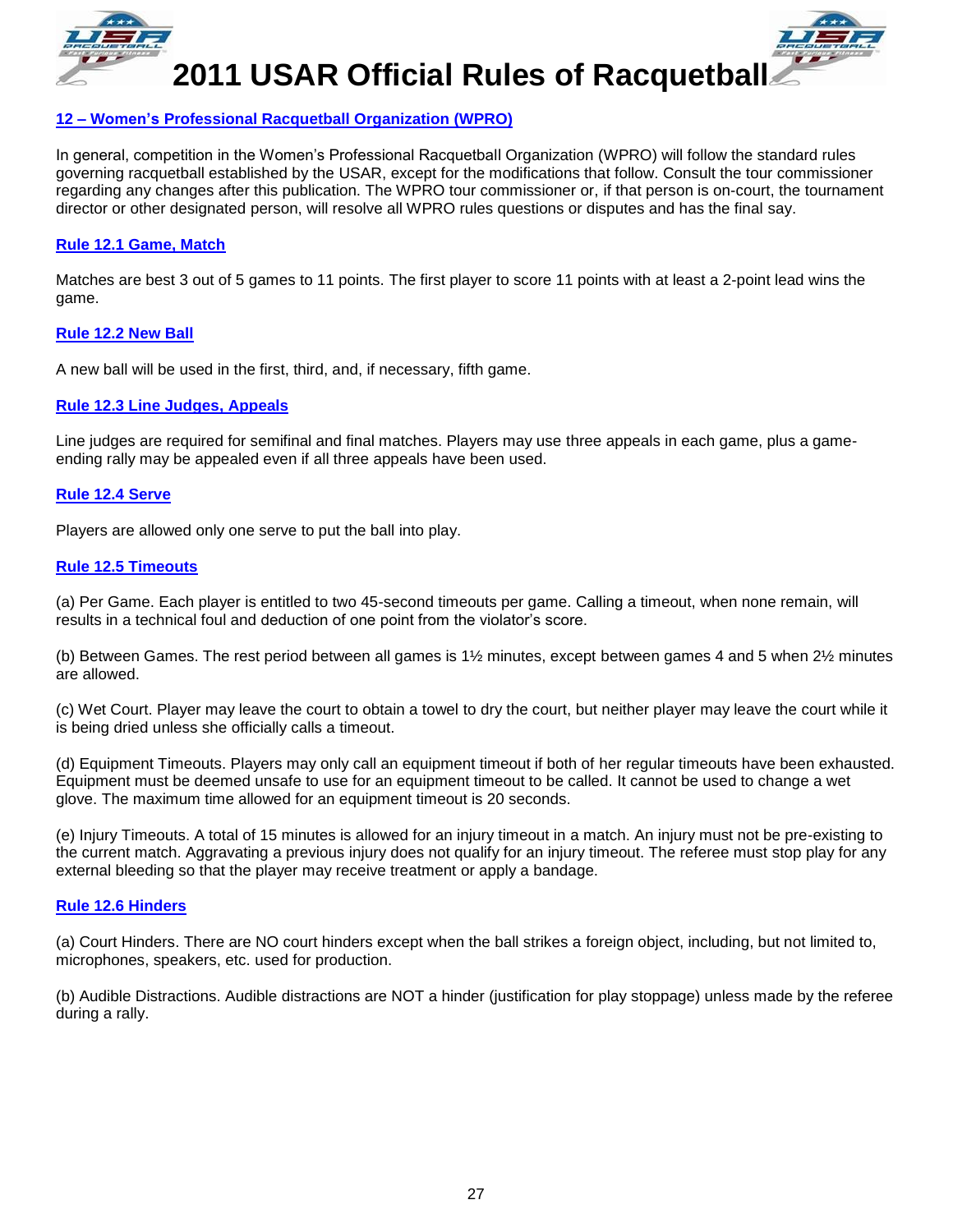## 12 – Women's Professional Racquetball Organization (WPRO)

In general, competition in the Women's Professional Racquetball Organization (WPRO) will follow the standard rules governing racquetball established by the USAR, except for the modifications that follow. Consult the tour commissioner regarding any changes after this publication. The WPRO tour commissioner or, if that person is on-court, the tournament director or other designated person, will resolve all WPRO rules questions or disputes and has the final say.

### Rule 12.1 Game, Match

Matches are best 3 out of 5 games to 11 points. The first player to score 11 points with at least a 2-point lead wins the game.

### Rule 12.2 New Ball

A new ball will be used in the first, third, and, if necessary, fifth game.

### Rule 12.3 Line Judges, Appeals

Line judges are required for semifinal and final matches. Players may use three appeals in each game, plus a game-ending rally may be appealed even if all three appeals have been used.

### Rule 12.4 Serve

Players are allowed only one serve to put the ball into play.

### Rule 12.5 Timeouts

(a) Per Game. Each player is entitled to two 45-second timeouts per game. Calling a timeout, when none remain, will results in a technical foul and deduction of one point from the violator's score.

(b) Between Games. The rest period between all games is 1½ minutes, except between games 4 and 5 when 2½ minutes are allowed.

(c) Wet Court. Player may leave the court to obtain a towel to dry the court, but neither player may leave the court while it is being dried unless she officially calls a timeout.

(d) Equipment Timeouts. Players may only call an equipment timeout if both of her regular timeouts have been exhausted. Equipment must be deemed unsafe to use for an equipment timeout to be called. It cannot be used to change a wet glove. The maximum time allowed for an equipment timeout is 20 seconds.

(e) Injury Timeouts. A total of 15 minutes is allowed for an injury timeout in a match. An injury must not be pre-existing to the current match. Aggravating a previous injury does not qualify for an injury timeout. The referee must stop play for any external bleeding so that the player may receive treatment or apply a bandage.

### Rule 12.6 Hinders

(a) Court Hinders. There are NO court hinders except when the ball strikes a foreign object, including, but not limited to, microphones, speakers, etc. used for production.

(b) Audible Distractions. Audible distractions are NOT a hinder (justification for play stoppage) unless made by the referee during a rally.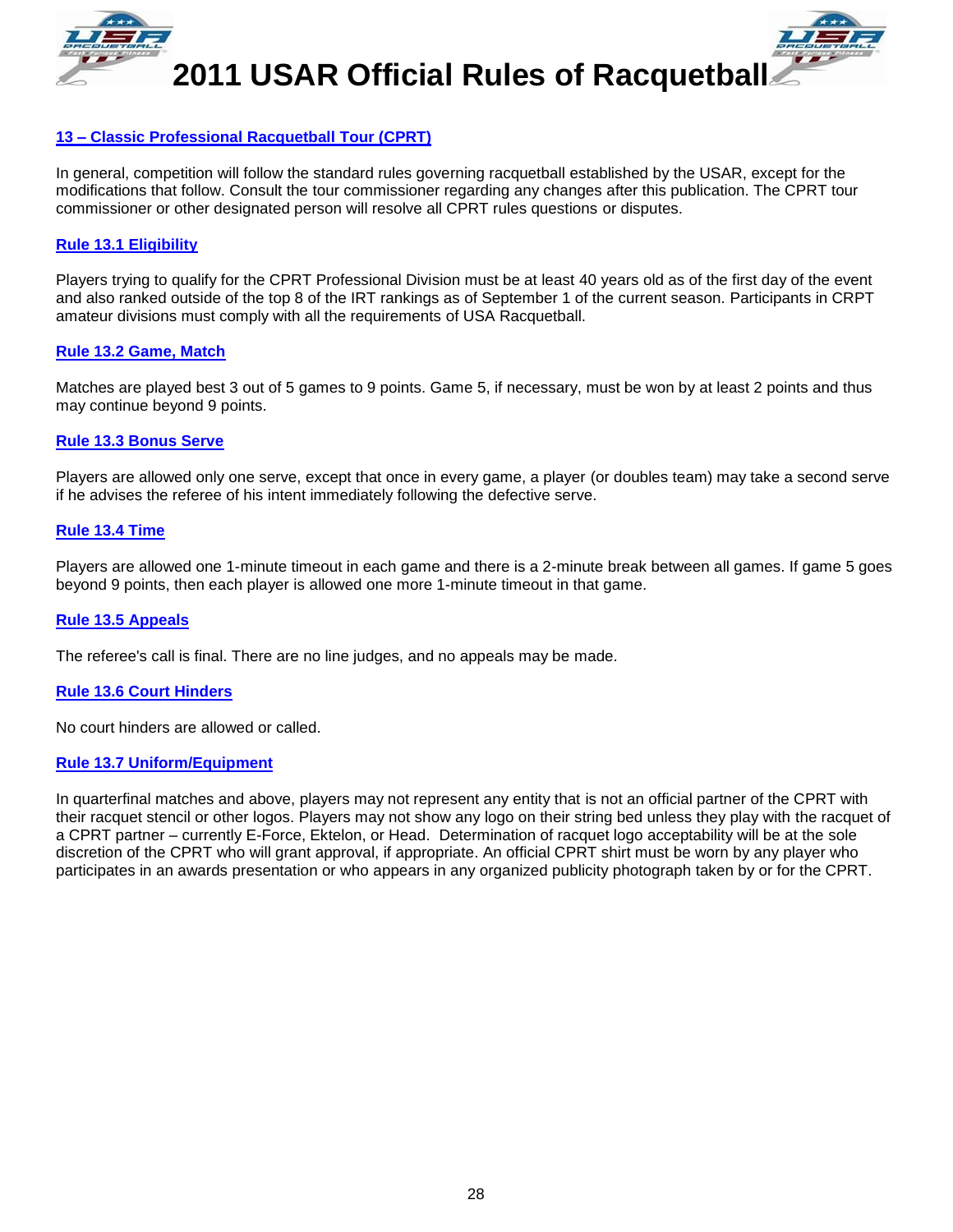## 13 – Classic Professional Racquetball Tour (CPRT)

In general, competition will follow the standard rules governing racquetball established by the USAR, except for the modifications that follow. Consult the tour commissioner regarding any changes after this publication. The CPRT tour commissioner or other designated person will resolve all CPRT rules questions or disputes.

### Rule 13.1 Eligibility

Players trying to qualify for the CPRT Professional Division must be at least 40 years old as of the first day of the event and also ranked outside of the top 8 of the IRT rankings as of September 1 of the current season. Participants in CRPT amateur divisions must comply with all the requirements of USA Racquetball.

### Rule 13.2 Game, Match

Matches are played best 3 out of 5 games to 9 points. Game 5, if necessary, must be won by at least 2 points and thus may continue beyond 9 points.

### Rule 13.3 Bonus Serve

Players are allowed only one serve, except that once in every game, a player (or doubles team) may take a second serve if he advises the referee of his intent immediately following the defective serve.

### Rule 13.4 Time

Players are allowed one 1-minute timeout in each game and there is a 2-minute break between all games. If game 5 goes beyond 9 points, then each player is allowed one more 1-minute timeout in that game.

### Rule 13.5 Appeals

The referee's call is final. There are no line judges, and no appeals may be made.

### Rule 13.6 Court Hinders

No court hinders are allowed or called.

### Rule 13.7 Uniform/Equipment

In quarterfinal matches and above, players may not represent any entity that is not an official partner of the CPRT with their racquet stencil or other logos. Players may not show any logo on their string bed unless they play with the racquet of a CPRT partner – currently E-Force, Ektelon, or Head. Determination of racquet logo acceptability will be at the sole discretion of the CPRT who will grant approval, if appropriate. An official CPRT shirt must be worn by any player who participates in an awards presentation or who appears in any organized publicity photograph taken by or for the CPRT.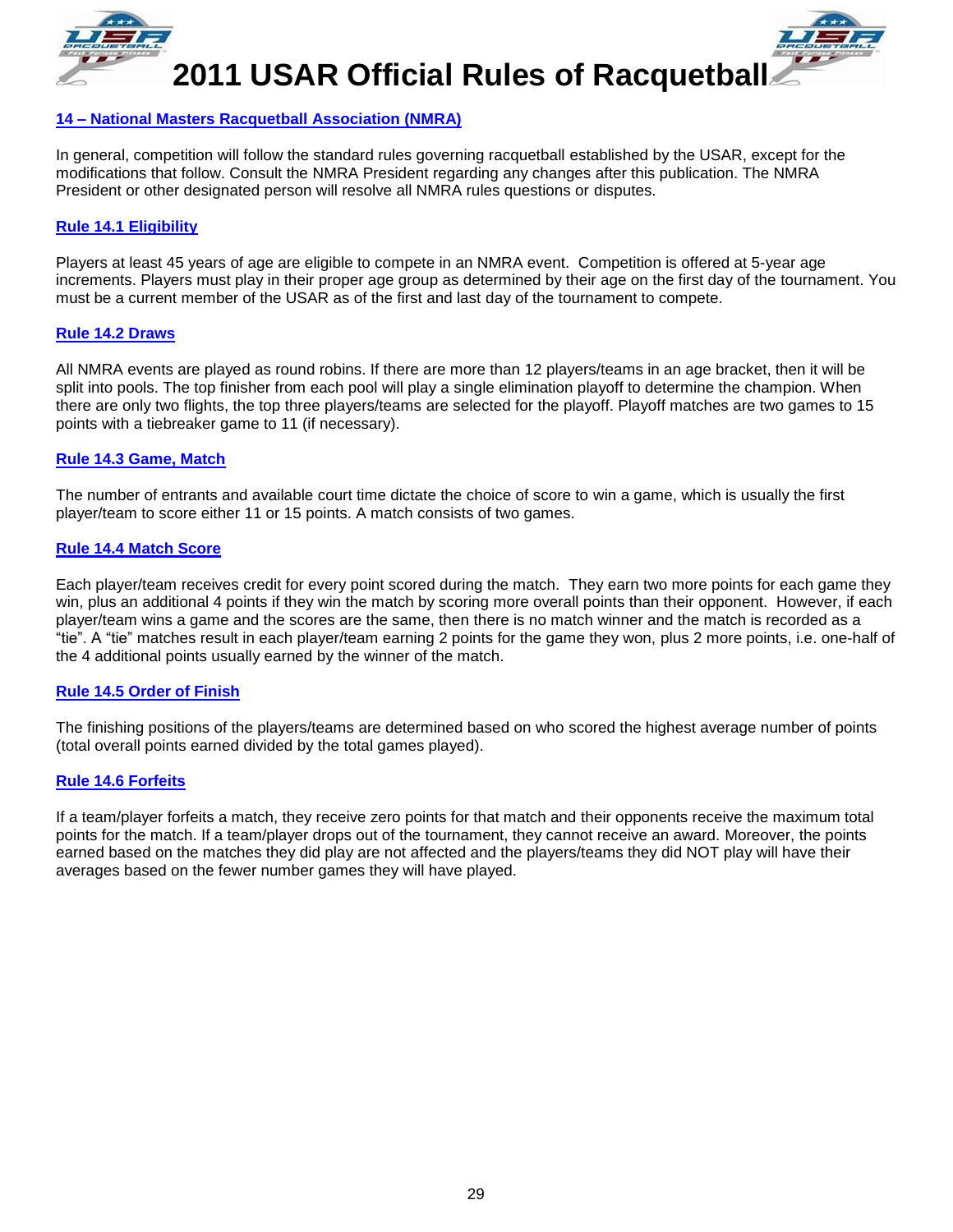## 14 – National Masters Racquetball Association (NMRA)

In general, competition will follow the standard rules governing racquetball established by the USAR, except for the modifications that follow. Consult the NMRA President regarding any changes after this publication. The NMRA President or other designated person will resolve all NMRA rules questions or disputes.

### Rule 14.1 Eligibility

Players at least 45 years of age are eligible to compete in an NMRA event. Competition is offered at 5-year age increments. Players must play in their proper age group as determined by their age on the first day of the tournament. You must be a current member of the USAR as of the first and last day of the tournament to compete.

### Rule 14.2 Draws

All NMRA events are played as round robins. If there are more than 12 players/teams in an age bracket, then it will be split into pools. The top finisher from each pool will play a single elimination playoff to determine the champion. When there are only two flights, the top three players/teams are selected for the playoff. Playoff matches are two games to 15 points with a tiebreaker game to 11 (if necessary).

### Rule 14.3 Game, Match

The number of entrants and available court time dictate the choice of score to win a game, which is usually the first player/team to score either 11 or 15 points. A match consists of two games.

### Rule 14.4 Match Score

Each player/team receives credit for every point scored during the match. They earn two more points for each game they win, plus an additional 4 points if they win the match by scoring more overall points than their opponent. However, if each player/team wins a game and the scores are the same, then there is no match winner and the match is recorded as a "tie". A "tie" matches result in each player/team earning 2 points for the game they won, plus 2 more points, i.e. one-half of the 4 additional points usually earned by the winner of the match.

### Rule 14.5 Order of Finish

The finishing positions of the players/teams are determined based on who scored the highest average number of points (total overall points earned divided by the total games played).

### Rule 14.6 Forfeits

If a team/player forfeits a match, they receive zero points for that match and their opponents receive the maximum total points for the match. If a team/player drops out of the tournament, they cannot receive an award. Moreover, the points earned based on the matches they did play are not affected and the players/teams they did NOT play will have their averages based on the fewer number games they will have played.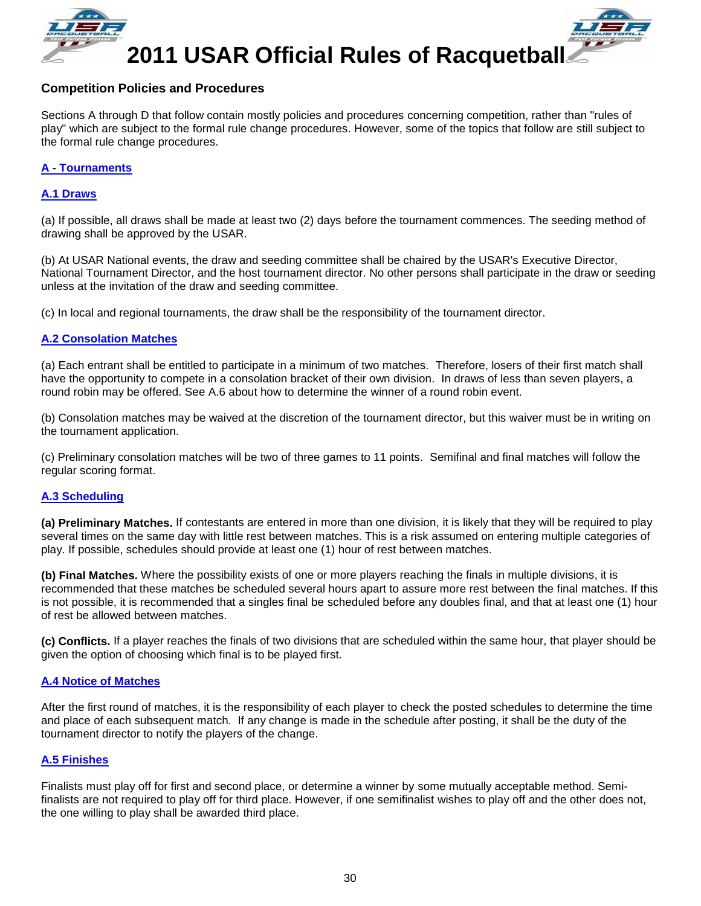## Competition Policies and Procedures

Sections A through D that follow contain mostly policies and procedures concerning competition, rather than "rules of play" which are subject to the formal rule change procedures. However, some of the topics that follow are still subject to the formal rule change procedures.

### A - Tournaments

#### A.1 Draws

(a) If possible, all draws shall be made at least two (2) days before the tournament commences. The seeding method of drawing shall be approved by the USAR.

(b) At USAR National events, the draw and seeding committee shall be chaired by the USAR's Executive Director, National Tournament Director, and the host tournament director. No other persons shall participate in the draw or seeding unless at the invitation of the draw and seeding committee.

(c) In local and regional tournaments, the draw shall be the responsibility of the tournament director.

#### A.2 Consolation Matches

(a) Each entrant shall be entitled to participate in a minimum of two matches. Therefore, losers of their first match shall have the opportunity to compete in a consolation bracket of their own division. In draws of less than seven players, a round robin may be offered. See A.6 about how to determine the winner of a round robin event.

(b) Consolation matches may be waived at the discretion of the tournament director, but this waiver must be in writing on the tournament application.

(c) Preliminary consolation matches will be two of three games to 11 points. Semifinal and final matches will follow the regular scoring format.

#### A.3 Scheduling

**(a) Preliminary Matches.** If contestants are entered in more than one division, it is likely that they will be required to play several times on the same day with little rest between matches. This is a risk assumed on entering multiple categories of play. If possible, schedules should provide at least one (1) hour of rest between matches.

**(b) Final Matches.** Where the possibility exists of one or more players reaching the finals in multiple divisions, it is recommended that these matches be scheduled several hours apart to assure more rest between the final matches. If this is not possible, it is recommended that a singles final be scheduled before any doubles final, and that at least one (1) hour of rest be allowed between matches.

**(c) Conflicts.** If a player reaches the finals of two divisions that are scheduled within the same hour, that player should be given the option of choosing which final is to be played first.

#### A.4 Notice of Matches

After the first round of matches, it is the responsibility of each player to check the posted schedules to determine the time and place of each subsequent match. If any change is made in the schedule after posting, it shall be the duty of the tournament director to notify the players of the change.

#### A.5 Finishes

Finalists must play off for first and second place, or determine a winner by some mutually acceptable method. Semi-finalists are not required to play off for third place. However, if one semifinalist wishes to play off and the other does not, the one willing to play shall be awarded third place.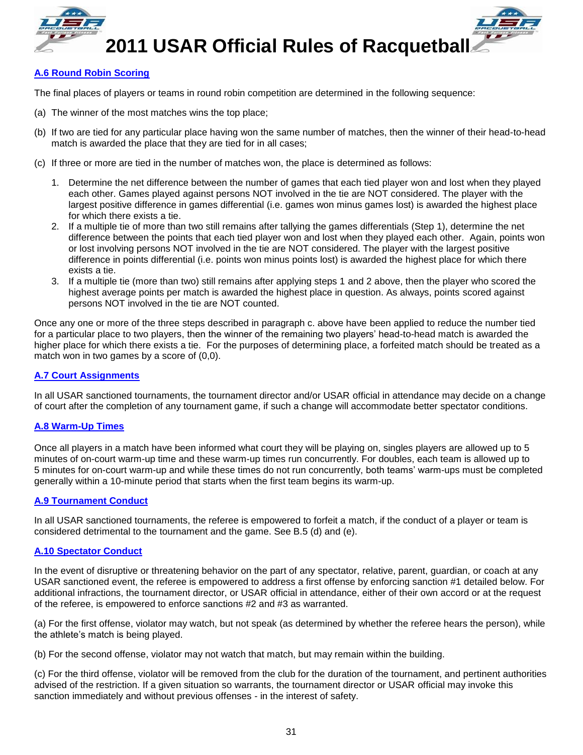### A.6 Round Robin Scoring

The final places of players or teams in round robin competition are determined in the following sequence:

(a) The winner of the most matches wins the top place;

(b) If two are tied for any particular place having won the same number of matches, then the winner of their head-to-head match is awarded the place that they are tied for in all cases;

(c) If three or more are tied in the number of matches won, the place is determined as follows:

1. Determine the net difference between the number of games that each tied player won and lost when they played each other. Games played against persons NOT involved in the tie are NOT considered. The player with the largest positive difference in games differential (i.e. games won minus games lost) is awarded the highest place for which there exists a tie.
2. If a multiple tie of more than two still remains after tallying the games differentials (Step 1), determine the net difference between the points that each tied player won and lost when they played each other. Again, points won or lost involving persons NOT involved in the tie are NOT considered. The player with the largest positive difference in points differential (i.e. points won minus points lost) is awarded the highest place for which there exists a tie.
3. If a multiple tie (more than two) still remains after applying steps 1 and 2 above, then the player who scored the highest average points per match is awarded the highest place in question. As always, points scored against persons NOT involved in the tie are NOT counted.

Once any one or more of the three steps described in paragraph c. above have been applied to reduce the number tied for a particular place to two players, then the winner of the remaining two players' head-to-head match is awarded the higher place for which there exists a tie. For the purposes of determining place, a forfeited match should be treated as a match won in two games by a score of (0,0).

### A.7 Court Assignments

In all USAR sanctioned tournaments, the tournament director and/or USAR official in attendance may decide on a change of court after the completion of any tournament game, if such a change will accommodate better spectator conditions.

### A.8 Warm-Up Times

Once all players in a match have been informed what court they will be playing on, singles players are allowed up to 5 minutes of on-court warm-up time and these warm-up times run concurrently. For doubles, each team is allowed up to 5 minutes for on-court warm-up and while these times do not run concurrently, both teams' warm-ups must be completed generally within a 10-minute period that starts when the first team begins its warm-up.

### A.9 Tournament Conduct

In all USAR sanctioned tournaments, the referee is empowered to forfeit a match, if the conduct of a player or team is considered detrimental to the tournament and the game. See B.5 (d) and (e).

### A.10 Spectator Conduct

In the event of disruptive or threatening behavior on the part of any spectator, relative, parent, guardian, or coach at any USAR sanctioned event, the referee is empowered to address a first offense by enforcing sanction #1 detailed below. For additional infractions, the tournament director, or USAR official in attendance, either of their own accord or at the request of the referee, is empowered to enforce sanctions #2 and #3 as warranted.

(a) For the first offense, violator may watch, but not speak (as determined by whether the referee hears the person), while the athlete's match is being played.

(b) For the second offense, violator may not watch that match, but may remain within the building.

(c) For the third offense, violator will be removed from the club for the duration of the tournament, and pertinent authorities advised of the restriction. If a given situation so warrants, the tournament director or USAR official may invoke this sanction immediately and without previous offenses - in the interest of safety.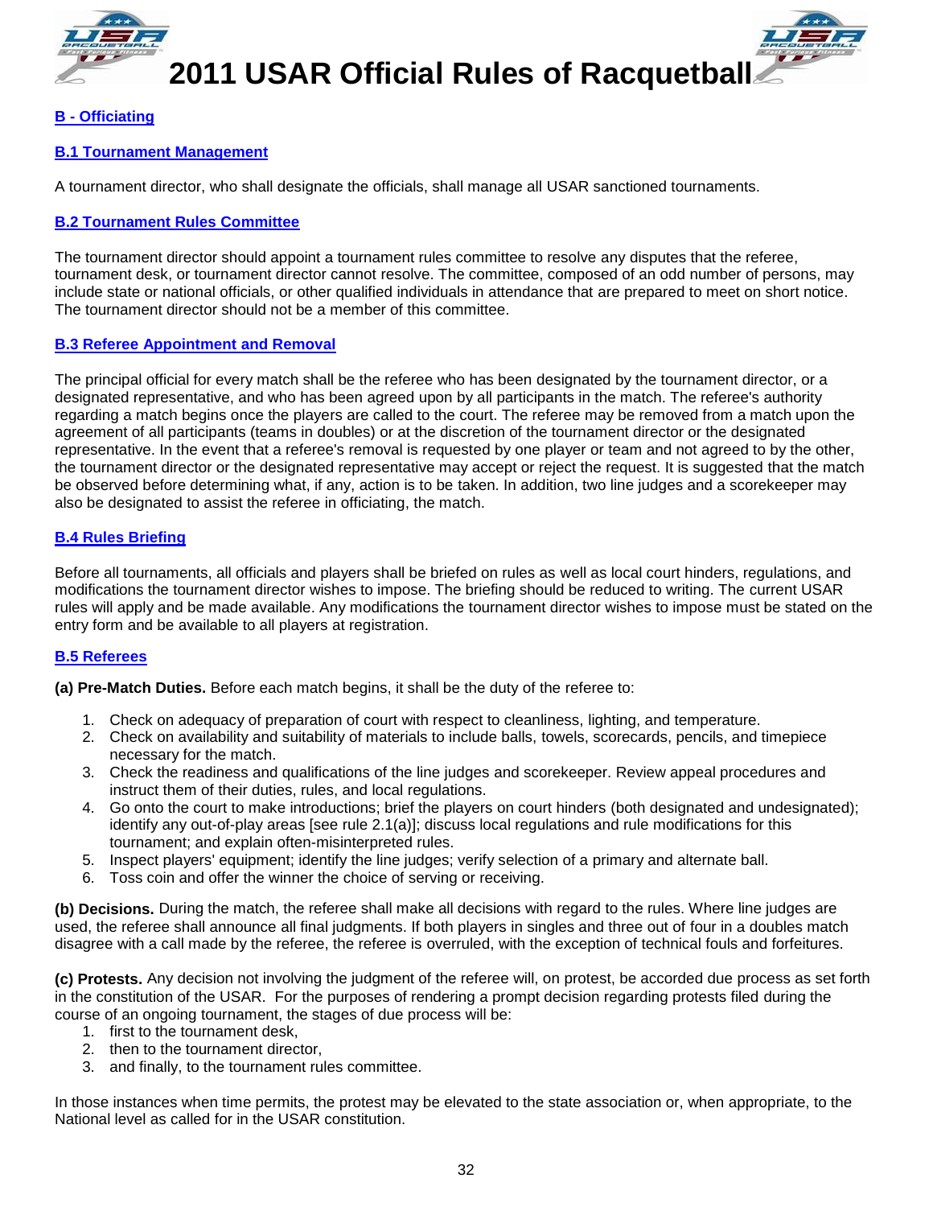## B - Officiating

### B.1 Tournament Management

A tournament director, who shall designate the officials, shall manage all USAR sanctioned tournaments.

### B.2 Tournament Rules Committee

The tournament director should appoint a tournament rules committee to resolve any disputes that the referee, tournament desk, or tournament director cannot resolve. The committee, composed of an odd number of persons, may include state or national officials, or other qualified individuals in attendance that are prepared to meet on short notice. The tournament director should not be a member of this committee.

### B.3 Referee Appointment and Removal

The principal official for every match shall be the referee who has been designated by the tournament director, or a designated representative, and who has been agreed upon by all participants in the match. The referee's authority regarding a match begins once the players are called to the court. The referee may be removed from a match upon the agreement of all participants (teams in doubles) or at the discretion of the tournament director or the designated representative. In the event that a referee's removal is requested by one player or team and not agreed to by the other, the tournament director or the designated representative may accept or reject the request. It is suggested that the match be observed before determining what, if any, action is to be taken. In addition, two line judges and a scorekeeper may also be designated to assist the referee in officiating, the match.

### B.4 Rules Briefing

Before all tournaments, all officials and players shall be briefed on rules as well as local court hinders, regulations, and modifications the tournament director wishes to impose. The briefing should be reduced to writing. The current USAR rules will apply and be made available. Any modifications the tournament director wishes to impose must be stated on the entry form and be available to all players at registration.

### B.5 Referees

**(a) Pre-Match Duties.** Before each match begins, it shall be the duty of the referee to:

1. Check on adequacy of preparation of court with respect to cleanliness, lighting, and temperature.
2. Check on availability and suitability of materials to include balls, towels, scorecards, pencils, and timepiece necessary for the match.
3. Check the readiness and qualifications of the line judges and scorekeeper. Review appeal procedures and instruct them of their duties, rules, and local regulations.
4. Go onto the court to make introductions; brief the players on court hinders (both designated and undesignated); identify any out-of-play areas [see rule 2.1(a)]; discuss local regulations and rule modifications for this tournament; and explain often-misinterpreted rules.
5. Inspect players' equipment; identify the line judges; verify selection of a primary and alternate ball.
6. Toss coin and offer the winner the choice of serving or receiving.

**(b) Decisions.** During the match, the referee shall make all decisions with regard to the rules. Where line judges are used, the referee shall announce all final judgments. If both players in singles and three out of four in a doubles match disagree with a call made by the referee, the referee is overruled, with the exception of technical fouls and forfeitures.

**(c) Protests.** Any decision not involving the judgment of the referee will, on protest, be accorded due process as set forth in the constitution of the USAR. For the purposes of rendering a prompt decision regarding protests filed during the course of an ongoing tournament, the stages of due process will be:

1. first to the tournament desk,
2. then to the tournament director,
3. and finally, to the tournament rules committee.

In those instances when time permits, the protest may be elevated to the state association or, when appropriate, to the National level as called for in the USAR constitution.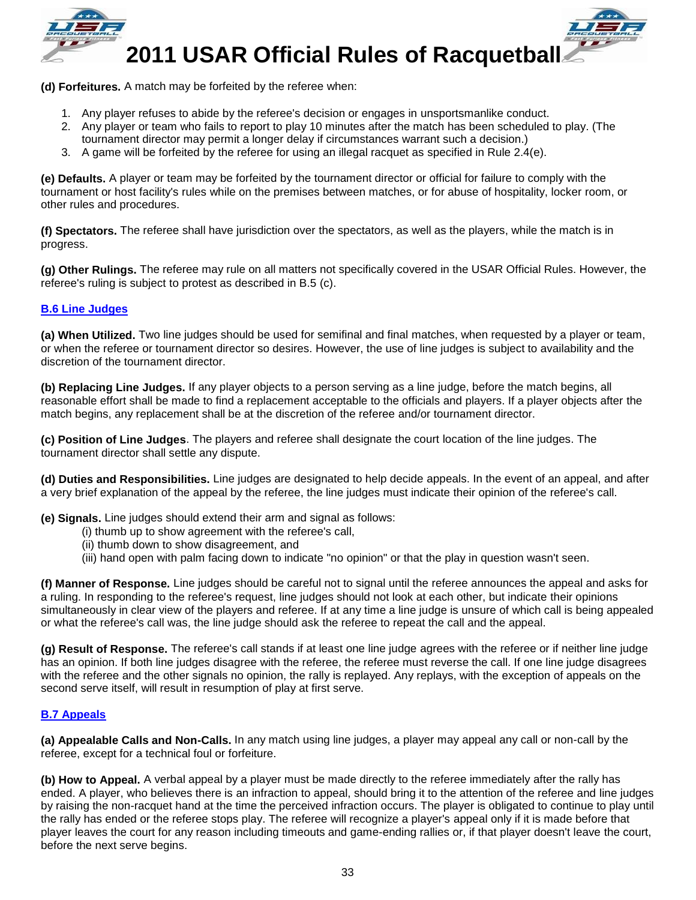**(d) Forfeitures.** A match may be forfeited by the referee when:

1. Any player refuses to abide by the referee's decision or engages in unsportsmanlike conduct.
2. Any player or team who fails to report to play 10 minutes after the match has been scheduled to play. (The tournament director may permit a longer delay if circumstances warrant such a decision.)
3. A game will be forfeited by the referee for using an illegal racquet as specified in Rule 2.4(e).

**(e) Defaults.** A player or team may be forfeited by the tournament director or official for failure to comply with the tournament or host facility's rules while on the premises between matches, or for abuse of hospitality, locker room, or other rules and procedures.

**(f) Spectators.** The referee shall have jurisdiction over the spectators, as well as the players, while the match is in progress.

**(g) Other Rulings.** The referee may rule on all matters not specifically covered in the USAR Official Rules. However, the referee's ruling is subject to protest as described in B.5 (c).

## B.6 Line Judges

**(a) When Utilized.** Two line judges should be used for semifinal and final matches, when requested by a player or team, or when the referee or tournament director so desires. However, the use of line judges is subject to availability and the discretion of the tournament director.

**(b) Replacing Line Judges.** If any player objects to a person serving as a line judge, before the match begins, all reasonable effort shall be made to find a replacement acceptable to the officials and players. If a player objects after the match begins, any replacement shall be at the discretion of the referee and/or tournament director.

**(c) Position of Line Judges**. The players and referee shall designate the court location of the line judges. The tournament director shall settle any dispute.

**(d) Duties and Responsibilities.** Line judges are designated to help decide appeals. In the event of an appeal, and after a very brief explanation of the appeal by the referee, the line judges must indicate their opinion of the referee's call.

**(e) Signals.** Line judges should extend their arm and signal as follows:

(i) thumb up to show agreement with the referee's call,
(ii) thumb down to show disagreement, and
(iii) hand open with palm facing down to indicate "no opinion" or that the play in question wasn't seen.

**(f) Manner of Response.** Line judges should be careful not to signal until the referee announces the appeal and asks for a ruling. In responding to the referee's request, line judges should not look at each other, but indicate their opinions simultaneously in clear view of the players and referee. If at any time a line judge is unsure of which call is being appealed or what the referee's call was, the line judge should ask the referee to repeat the call and the appeal.

**(g) Result of Response.** The referee's call stands if at least one line judge agrees with the referee or if neither line judge has an opinion. If both line judges disagree with the referee, the referee must reverse the call. If one line judge disagrees with the referee and the other signals no opinion, the rally is replayed. Any replays, with the exception of appeals on the second serve itself, will result in resumption of play at first serve.

## B.7 Appeals

**(a) Appealable Calls and Non-Calls.** In any match using line judges, a player may appeal any call or non-call by the referee, except for a technical foul or forfeiture.

**(b) How to Appeal.** A verbal appeal by a player must be made directly to the referee immediately after the rally has ended. A player, who believes there is an infraction to appeal, should bring it to the attention of the referee and line judges by raising the non-racquet hand at the time the perceived infraction occurs. The player is obligated to continue to play until the rally has ended or the referee stops play. The referee will recognize a player's appeal only if it is made before that player leaves the court for any reason including timeouts and game-ending rallies or, if that player doesn't leave the court, before the next serve begins.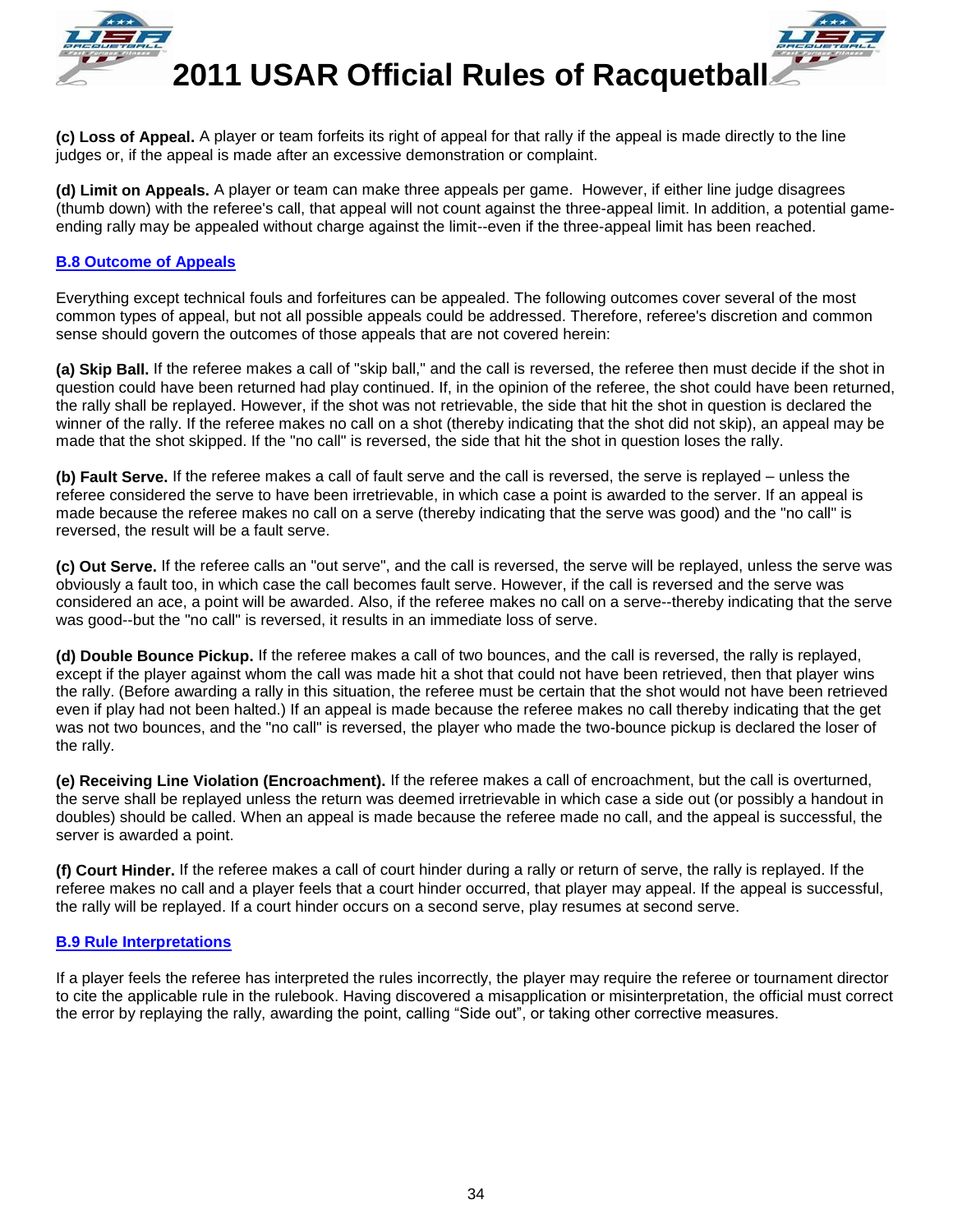**(c) Loss of Appeal.** A player or team forfeits its right of appeal for that rally if the appeal is made directly to the line judges or, if the appeal is made after an excessive demonstration or complaint.

**(d) Limit on Appeals.** A player or team can make three appeals per game. However, if either line judge disagrees (thumb down) with the referee's call, that appeal will not count against the three-appeal limit. In addition, a potential game-ending rally may be appealed without charge against the limit--even if the three-appeal limit has been reached.

### B.8 Outcome of Appeals

Everything except technical fouls and forfeitures can be appealed. The following outcomes cover several of the most common types of appeal, but not all possible appeals could be addressed. Therefore, referee's discretion and common sense should govern the outcomes of those appeals that are not covered herein:

**(a) Skip Ball.** If the referee makes a call of "skip ball," and the call is reversed, the referee then must decide if the shot in question could have been returned had play continued. If, in the opinion of the referee, the shot could have been returned, the rally shall be replayed. However, if the shot was not retrievable, the side that hit the shot in question is declared the winner of the rally. If the referee makes no call on a shot (thereby indicating that the shot did not skip), an appeal may be made that the shot skipped. If the "no call" is reversed, the side that hit the shot in question loses the rally.

**(b) Fault Serve.** If the referee makes a call of fault serve and the call is reversed, the serve is replayed – unless the referee considered the serve to have been irretrievable, in which case a point is awarded to the server. If an appeal is made because the referee makes no call on a serve (thereby indicating that the serve was good) and the "no call" is reversed, the result will be a fault serve.

**(c) Out Serve.** If the referee calls an "out serve", and the call is reversed, the serve will be replayed, unless the serve was obviously a fault too, in which case the call becomes fault serve. However, if the call is reversed and the serve was considered an ace, a point will be awarded. Also, if the referee makes no call on a serve--thereby indicating that the serve was good--but the "no call" is reversed, it results in an immediate loss of serve.

**(d) Double Bounce Pickup.** If the referee makes a call of two bounces, and the call is reversed, the rally is replayed, except if the player against whom the call was made hit a shot that could not have been retrieved, then that player wins the rally. (Before awarding a rally in this situation, the referee must be certain that the shot would not have been retrieved even if play had not been halted.) If an appeal is made because the referee makes no call thereby indicating that the get was not two bounces, and the "no call" is reversed, the player who made the two-bounce pickup is declared the loser of the rally.

**(e) Receiving Line Violation (Encroachment).** If the referee makes a call of encroachment, but the call is overturned, the serve shall be replayed unless the return was deemed irretrievable in which case a side out (or possibly a handout in doubles) should be called. When an appeal is made because the referee made no call, and the appeal is successful, the server is awarded a point.

**(f) Court Hinder.** If the referee makes a call of court hinder during a rally or return of serve, the rally is replayed. If the referee makes no call and a player feels that a court hinder occurred, that player may appeal. If the appeal is successful, the rally will be replayed. If a court hinder occurs on a second serve, play resumes at second serve.

### B.9 Rule Interpretations

If a player feels the referee has interpreted the rules incorrectly, the player may require the referee or tournament director to cite the applicable rule in the rulebook. Having discovered a misapplication or misinterpretation, the official must correct the error by replaying the rally, awarding the point, calling "Side out", or taking other corrective measures.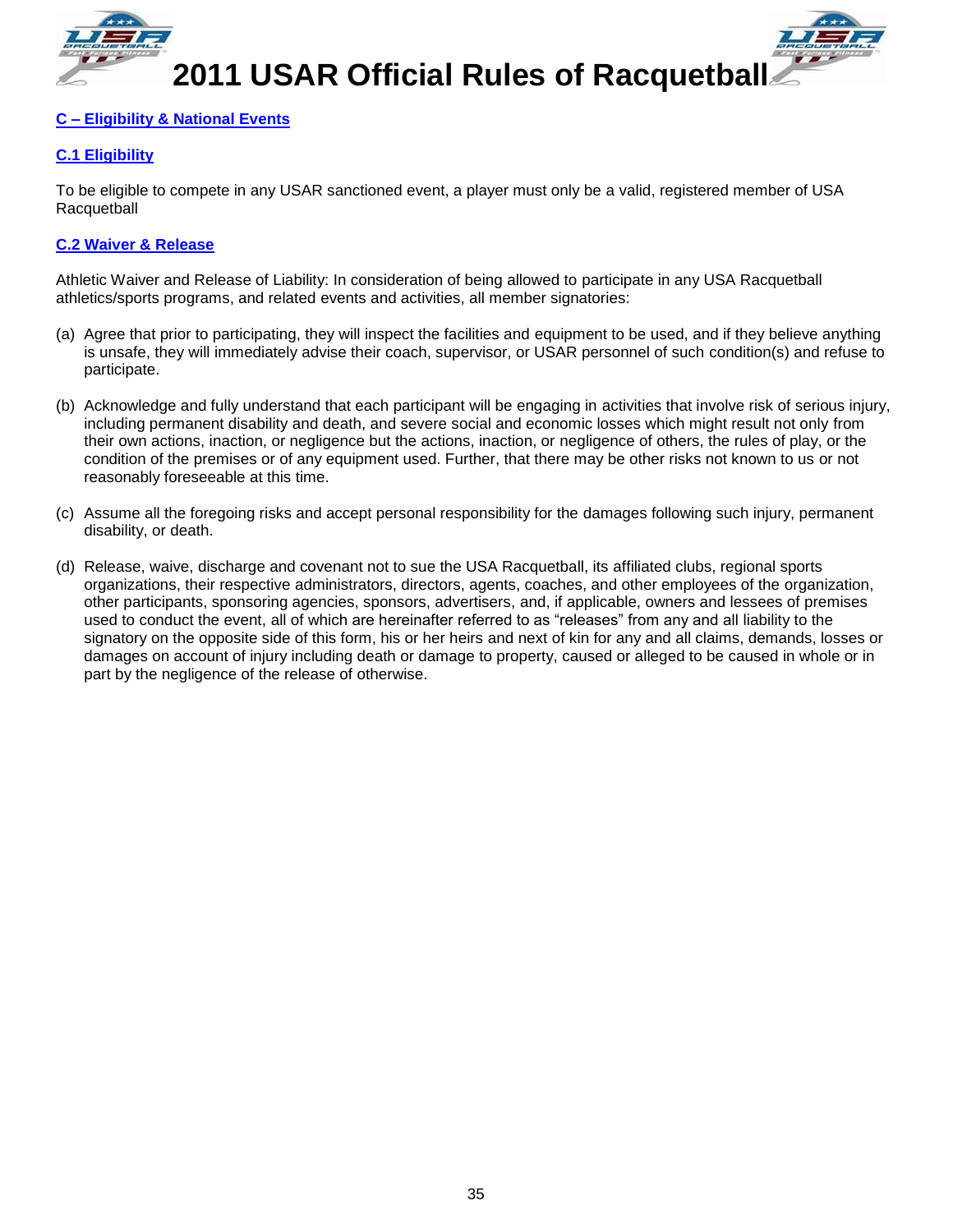## C – Eligibility & National Events

### C.1 Eligibility

To be eligible to compete in any USAR sanctioned event, a player must only be a valid, registered member of USA Racquetball

### C.2 Waiver & Release

Athletic Waiver and Release of Liability: In consideration of being allowed to participate in any USA Racquetball athletics/sports programs, and related events and activities, all member signatories:

(a) Agree that prior to participating, they will inspect the facilities and equipment to be used, and if they believe anything is unsafe, they will immediately advise their coach, supervisor, or USAR personnel of such condition(s) and refuse to participate.

(b) Acknowledge and fully understand that each participant will be engaging in activities that involve risk of serious injury, including permanent disability and death, and severe social and economic losses which might result not only from their own actions, inaction, or negligence but the actions, inaction, or negligence of others, the rules of play, or the condition of the premises or of any equipment used. Further, that there may be other risks not known to us or not reasonably foreseeable at this time.

(c) Assume all the foregoing risks and accept personal responsibility for the damages following such injury, permanent disability, or death.

(d) Release, waive, discharge and covenant not to sue the USA Racquetball, its affiliated clubs, regional sports organizations, their respective administrators, directors, agents, coaches, and other employees of the organization, other participants, sponsoring agencies, sponsors, advertisers, and, if applicable, owners and lessees of premises used to conduct the event, all of which are hereinafter referred to as “releases” from any and all liability to the signatory on the opposite side of this form, his or her heirs and next of kin for any and all claims, demands, losses or damages on account of injury including death or damage to property, caused or alleged to be caused in whole or in part by the negligence of the release of otherwise.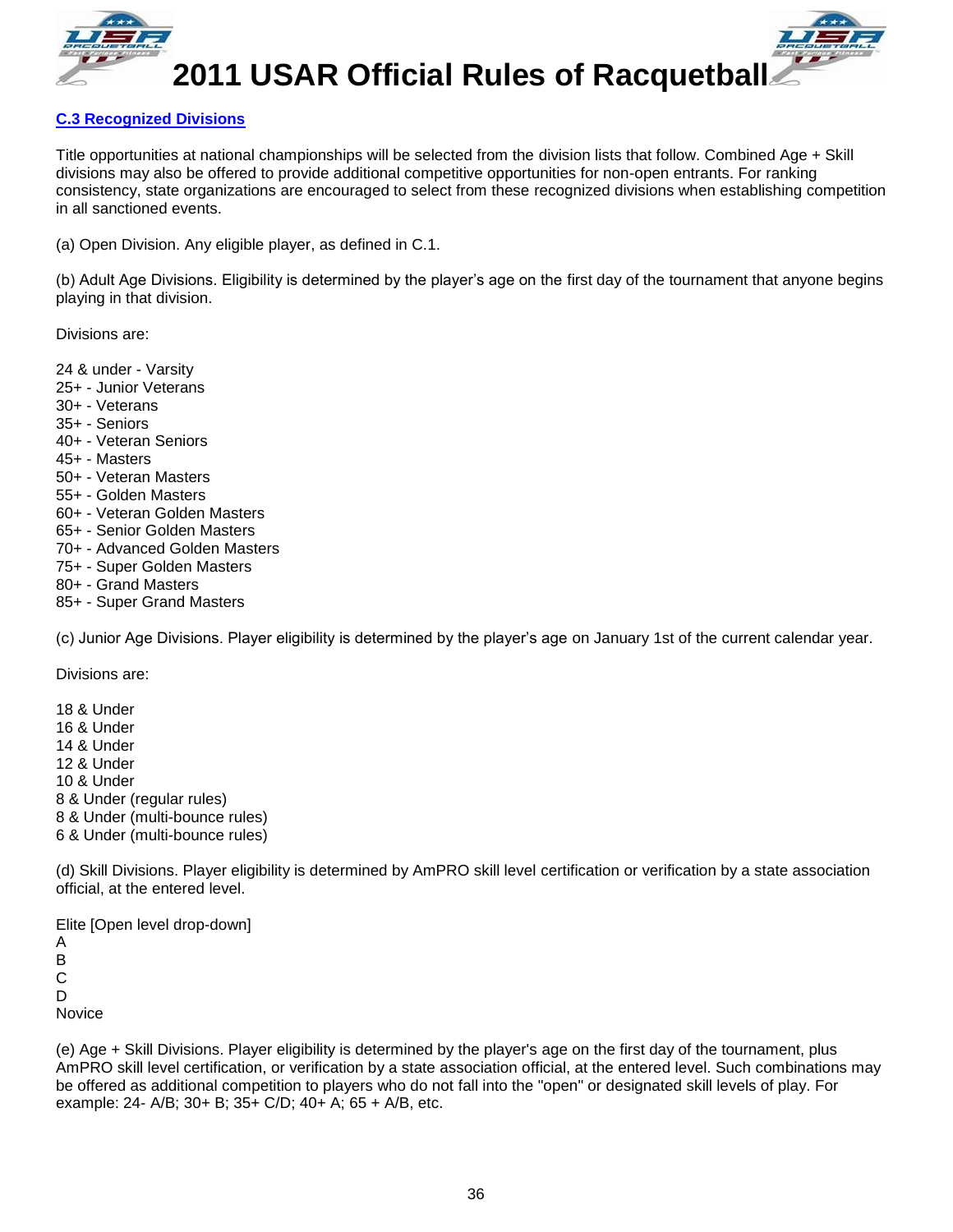### C.3 Recognized Divisions

Title opportunities at national championships will be selected from the division lists that follow. Combined Age + Skill divisions may also be offered to provide additional competitive opportunities for non-open entrants. For ranking consistency, state organizations are encouraged to select from these recognized divisions when establishing competition in all sanctioned events.

(a) Open Division. Any eligible player, as defined in C.1.

(b) Adult Age Divisions. Eligibility is determined by the player's age on the first day of the tournament that anyone begins playing in that division.

Divisions are:

24 & under - Varsity
25+ - Junior Veterans
30+ - Veterans
35+ - Seniors
40+ - Veteran Seniors
45+ - Masters
50+ - Veteran Masters
55+ - Golden Masters
60+ - Veteran Golden Masters
65+ - Senior Golden Masters
70+ - Advanced Golden Masters
75+ - Super Golden Masters
80+ - Grand Masters
85+ - Super Grand Masters

(c) Junior Age Divisions. Player eligibility is determined by the player's age on January 1st of the current calendar year.

Divisions are:

18 & Under
16 & Under
14 & Under
12 & Under
10 & Under
8 & Under (regular rules)
8 & Under (multi-bounce rules)
6 & Under (multi-bounce rules)

(d) Skill Divisions. Player eligibility is determined by AmPRO skill level certification or verification by a state association official, at the entered level.

Elite [Open level drop-down]
A
B
C
D
Novice

(e) Age + Skill Divisions. Player eligibility is determined by the player's age on the first day of the tournament, plus AmPRO skill level certification, or verification by a state association official, at the entered level. Such combinations may be offered as additional competition to players who do not fall into the "open" or designated skill levels of play. For example: 24- A/B; 30+ B; 35+ C/D; 40+ A; 65 + A/B, etc.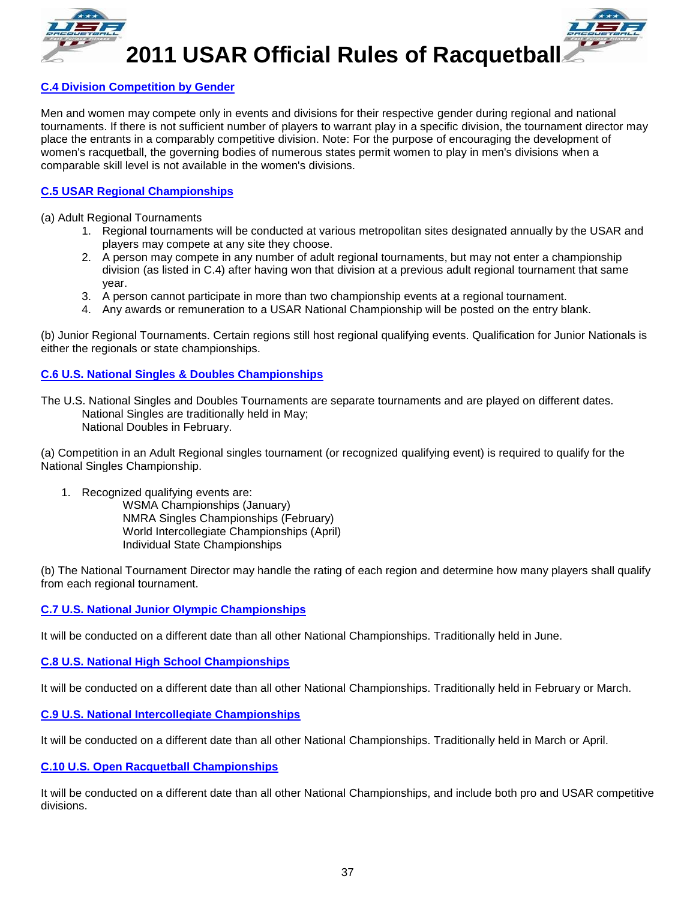### C.4 Division Competition by Gender

Men and women may compete only in events and divisions for their respective gender during regional and national tournaments. If there is not sufficient number of players to warrant play in a specific division, the tournament director may place the entrants in a comparably competitive division. Note: For the purpose of encouraging the development of women's racquetball, the governing bodies of numerous states permit women to play in men's divisions when a comparable skill level is not available in the women's divisions.

### C.5 USAR Regional Championships

(a) Adult Regional Tournaments

1. Regional tournaments will be conducted at various metropolitan sites designated annually by the USAR and players may compete at any site they choose.
2. A person may compete in any number of adult regional tournaments, but may not enter a championship division (as listed in C.4) after having won that division at a previous adult regional tournament that same year.
3. A person cannot participate in more than two championship events at a regional tournament.
4. Any awards or remuneration to a USAR National Championship will be posted on the entry blank.

(b) Junior Regional Tournaments. Certain regions still host regional qualifying events. Qualification for Junior Nationals is either the regionals or state championships.

### C.6 U.S. National Singles & Doubles Championships

The U.S. National Singles and Doubles Tournaments are separate tournaments and are played on different dates.
National Singles are traditionally held in May;
National Doubles in February.

(a) Competition in an Adult Regional singles tournament (or recognized qualifying event) is required to qualify for the National Singles Championship.

1. Recognized qualifying events are:
   WSMA Championships (January)
   NMRA Singles Championships (February)
   World Intercollegiate Championships (April)
   Individual State Championships

(b) The National Tournament Director may handle the rating of each region and determine how many players shall qualify from each regional tournament.

### C.7 U.S. National Junior Olympic Championships

It will be conducted on a different date than all other National Championships. Traditionally held in June.

### C.8 U.S. National High School Championships

It will be conducted on a different date than all other National Championships. Traditionally held in February or March.

### C.9 U.S. National Intercollegiate Championships

It will be conducted on a different date than all other National Championships. Traditionally held in March or April.

### C.10 U.S. Open Racquetball Championships

It will be conducted on a different date than all other National Championships, and include both pro and USAR competitive divisions.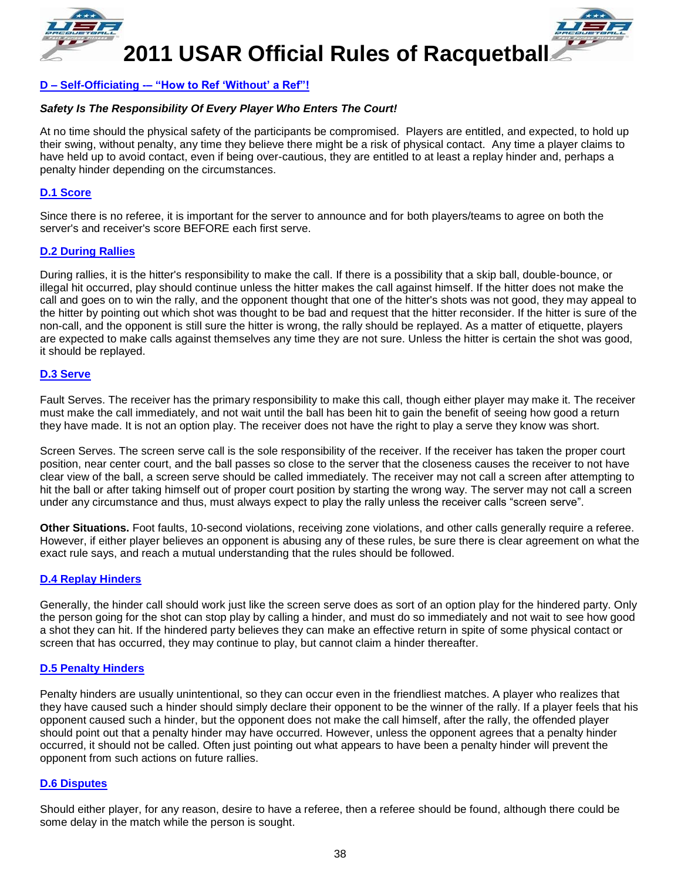## D – Self-Officiating -– "How to Ref 'Without' a Ref"!

***Safety Is The Responsibility Of Every Player Who Enters The Court!***

At no time should the physical safety of the participants be compromised. Players are entitled, and expected, to hold up their swing, without penalty, any time they believe there might be a risk of physical contact. Any time a player claims to have held up to avoid contact, even if being over-cautious, they are entitled to at least a replay hinder and, perhaps a penalty hinder depending on the circumstances.

### D.1 Score

Since there is no referee, it is important for the server to announce and for both players/teams to agree on both the server's and receiver's score BEFORE each first serve.

### D.2 During Rallies

During rallies, it is the hitter's responsibility to make the call. If there is a possibility that a skip ball, double-bounce, or illegal hit occurred, play should continue unless the hitter makes the call against himself. If the hitter does not make the call and goes on to win the rally, and the opponent thought that one of the hitter's shots was not good, they may appeal to the hitter by pointing out which shot was thought to be bad and request that the hitter reconsider. If the hitter is sure of the non-call, and the opponent is still sure the hitter is wrong, the rally should be replayed. As a matter of etiquette, players are expected to make calls against themselves any time they are not sure. Unless the hitter is certain the shot was good, it should be replayed.

### D.3 Serve

Fault Serves. The receiver has the primary responsibility to make this call, though either player may make it. The receiver must make the call immediately, and not wait until the ball has been hit to gain the benefit of seeing how good a return they have made. It is not an option play. The receiver does not have the right to play a serve they know was short.

Screen Serves. The screen serve call is the sole responsibility of the receiver. If the receiver has taken the proper court position, near center court, and the ball passes so close to the server that the closeness causes the receiver to not have clear view of the ball, a screen serve should be called immediately. The receiver may not call a screen after attempting to hit the ball or after taking himself out of proper court position by starting the wrong way. The server may not call a screen under any circumstance and thus, must always expect to play the rally unless the receiver calls "screen serve".

**Other Situations.** Foot faults, 10-second violations, receiving zone violations, and other calls generally require a referee. However, if either player believes an opponent is abusing any of these rules, be sure there is clear agreement on what the exact rule says, and reach a mutual understanding that the rules should be followed.

### D.4 Replay Hinders

Generally, the hinder call should work just like the screen serve does as sort of an option play for the hindered party. Only the person going for the shot can stop play by calling a hinder, and must do so immediately and not wait to see how good a shot they can hit. If the hindered party believes they can make an effective return in spite of some physical contact or screen that has occurred, they may continue to play, but cannot claim a hinder thereafter.

### D.5 Penalty Hinders

Penalty hinders are usually unintentional, so they can occur even in the friendliest matches. A player who realizes that they have caused such a hinder should simply declare their opponent to be the winner of the rally. If a player feels that his opponent caused such a hinder, but the opponent does not make the call himself, after the rally, the offended player should point out that a penalty hinder may have occurred. However, unless the opponent agrees that a penalty hinder occurred, it should not be called. Often just pointing out what appears to have been a penalty hinder will prevent the opponent from such actions on future rallies.

### D.6 Disputes

Should either player, for any reason, desire to have a referee, then a referee should be found, although there could be some delay in the match while the person is sought.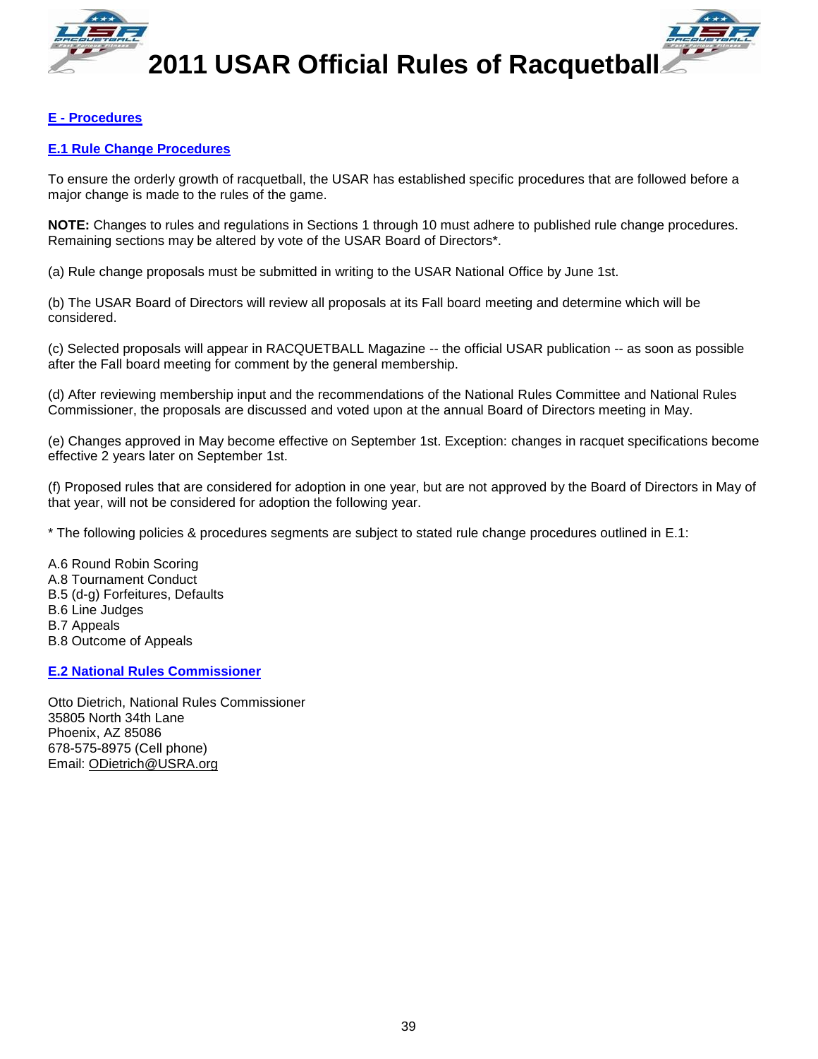## E - Procedures

### E.1 Rule Change Procedures

To ensure the orderly growth of racquetball, the USAR has established specific procedures that are followed before a major change is made to the rules of the game.

**NOTE:** Changes to rules and regulations in Sections 1 through 10 must adhere to published rule change procedures. Remaining sections may be altered by vote of the USAR Board of Directors*.

(a) Rule change proposals must be submitted in writing to the USAR National Office by June 1st.

(b) The USAR Board of Directors will review all proposals at its Fall board meeting and determine which will be considered.

(c) Selected proposals will appear in RACQUETBALL Magazine -- the official USAR publication -- as soon as possible after the Fall board meeting for comment by the general membership.

(d) After reviewing membership input and the recommendations of the National Rules Committee and National Rules Commissioner, the proposals are discussed and voted upon at the annual Board of Directors meeting in May.

(e) Changes approved in May become effective on September 1st. Exception: changes in racquet specifications become effective 2 years later on September 1st.

(f) Proposed rules that are considered for adoption in one year, but are not approved by the Board of Directors in May of that year, will not be considered for adoption the following year.

* The following policies & procedures segments are subject to stated rule change procedures outlined in E.1:

A.6 Round Robin Scoring
A.8 Tournament Conduct
B.5 (d-g) Forfeitures, Defaults
B.6 Line Judges
B.7 Appeals
B.8 Outcome of Appeals

### E.2 National Rules Commissioner

Otto Dietrich, National Rules Commissioner
35805 North 34th Lane
Phoenix, AZ 85086
678-575-8975 (Cell phone)
Email: ODietrich@USRA.org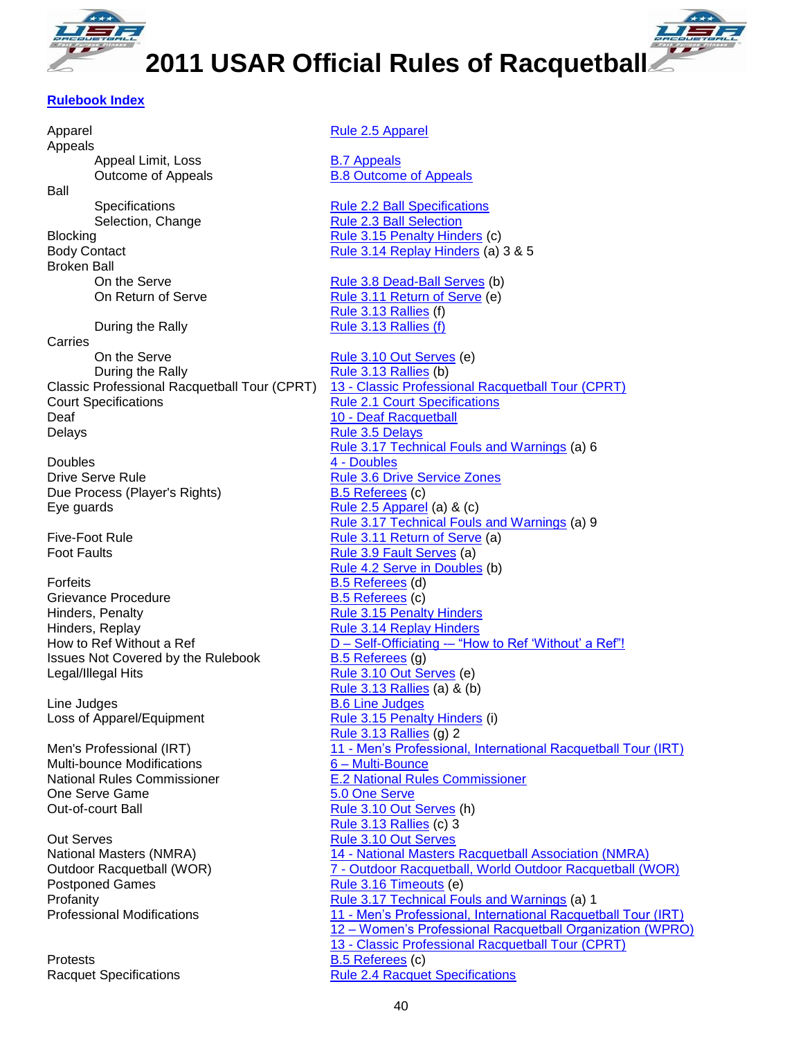# 2011 USAR Official Rules of Racquetball

**Rulebook Index**

| | |
|---|---|
| Apparel | Rule 2.5 Apparel |
| Appeals | |
| Appeal Limit, Loss | B.7 Appeals |
| Outcome of Appeals | B.8 Outcome of Appeals |
| Ball | |
| Specifications | Rule 2.2 Ball Specifications |
| Selection, Change | Rule 2.3 Ball Selection |
| Blocking | Rule 3.15 Penalty Hinders (c) |
| Body Contact | Rule 3.14 Replay Hinders (a) 3 & 5 |
| Broken Ball | |
| On the Serve | Rule 3.8 Dead-Ball Serves (b) |
| On Return of Serve | Rule 3.11 Return of Serve (e) |
| | Rule 3.13 Rallies (f) |
| During the Rally | Rule 3.13 Rallies (f) |
| Carries | |
| On the Serve | Rule 3.10 Out Serves (e) |
| During the Rally | Rule 3.13 Rallies (b) |
| Classic Professional Racquetball Tour (CPRT) | 13 - Classic Professional Racquetball Tour (CPRT) |
| Court Specifications | Rule 2.1 Court Specifications |
| Deaf | 10 - Deaf Racquetball |
| Delays | Rule 3.5 Delays |
| | Rule 3.17 Technical Fouls and Warnings (a) 6 |
| Doubles | 4 - Doubles |
| Drive Serve Rule | Rule 3.6 Drive Service Zones |
| Due Process (Player's Rights) | B.5 Referees (c) |
| Eye guards | Rule 2.5 Apparel (a) & (c) |
| | Rule 3.17 Technical Fouls and Warnings (a) 9 |
| Five-Foot Rule | Rule 3.11 Return of Serve (a) |
| Foot Faults | Rule 3.9 Fault Serves (a) |
| | Rule 4.2 Serve in Doubles (b) |
| Forfeits | B.5 Referees (d) |
| Grievance Procedure | B.5 Referees (c) |
| Hinders, Penalty | Rule 3.15 Penalty Hinders |
| Hinders, Replay | Rule 3.14 Replay Hinders |
| How to Ref Without a Ref | D – Self-Officiating -– "How to Ref 'Without' a Ref"! |
| Issues Not Covered by the Rulebook | B.5 Referees (g) |
| Legal/Illegal Hits | Rule 3.10 Out Serves (e) |
| | Rule 3.13 Rallies (a) & (b) |
| Line Judges | B.6 Line Judges |
| Loss of Apparel/Equipment | Rule 3.15 Penalty Hinders (i) |
| | Rule 3.13 Rallies (g) 2 |
| Men's Professional (IRT) | 11 - Men's Professional, International Racquetball Tour (IRT) |
| Multi-bounce Modifications | 6 – Multi-Bounce |
| National Rules Commissioner | E.2 National Rules Commissioner |
| One Serve Game | 5.0 One Serve |
| Out-of-court Ball | Rule 3.10 Out Serves (h) |
| | Rule 3.13 Rallies (c) 3 |
| Out Serves | Rule 3.10 Out Serves |
| National Masters (NMRA) | 14 - National Masters Racquetball Association (NMRA) |
| Outdoor Racquetball (WOR) | 7 - Outdoor Racquetball, World Outdoor Racquetball (WOR) |
| Postponed Games | Rule 3.16 Timeouts (e) |
| Profanity | Rule 3.17 Technical Fouls and Warnings (a) 1 |
| Professional Modifications | 11 - Men's Professional, International Racquetball Tour (IRT) |
| | 12 – Women's Professional Racquetball Organization (WPRO) |
| | 13 - Classic Professional Racquetball Tour (CPRT) |
| Protests | B.5 Referees (c) |
| Racquet Specifications | Rule 2.4 Racquet Specifications |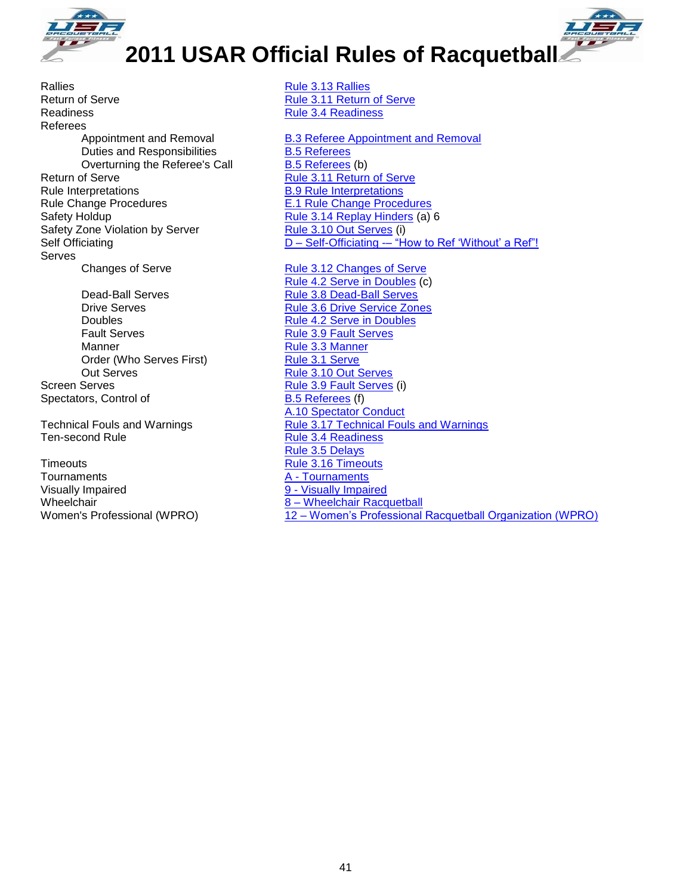# 2011 USAR Official Rules of Racquetball

| Topic | Reference |
|---|---|
| Rallies | Rule 3.13 Rallies |
| Return of Serve | Rule 3.11 Return of Serve |
| Readiness | Rule 3.4 Readiness |
| Referees | |
| Appointment and Removal | B.3 Referee Appointment and Removal |
| Duties and Responsibilities | B.5 Referees |
| Overturning the Referee's Call | B.5 Referees (b) |
| Return of Serve | Rule 3.11 Return of Serve |
| Rule Interpretations | B.9 Rule Interpretations |
| Rule Change Procedures | E.1 Rule Change Procedures |
| Safety Holdup | Rule 3.14 Replay Hinders (a) 6 |
| Safety Zone Violation by Server | Rule 3.10 Out Serves (i) |
| Self Officiating | D – Self-Officiating -– "How to Ref 'Without' a Ref"! |
| Serves | |
| Changes of Serve | Rule 3.12 Changes of Serve<br>Rule 4.2 Serve in Doubles (c) |
| Dead-Ball Serves | Rule 3.8 Dead-Ball Serves |
| Drive Serves | Rule 3.6 Drive Service Zones |
| Doubles | Rule 4.2 Serve in Doubles |
| Fault Serves | Rule 3.9 Fault Serves |
| Manner | Rule 3.3 Manner |
| Order (Who Serves First) | Rule 3.1 Serve |
| Out Serves | Rule 3.10 Out Serves |
| Screen Serves | Rule 3.9 Fault Serves (i) |
| Spectators, Control of | B.5 Referees (f)<br>A.10 Spectator Conduct |
| Technical Fouls and Warnings | Rule 3.17 Technical Fouls and Warnings |
| Ten-second Rule | Rule 3.4 Readiness<br>Rule 3.5 Delays |
| Timeouts | Rule 3.16 Timeouts |
| Tournaments | A - Tournaments |
| Visually Impaired | 9 - Visually Impaired |
| Wheelchair | 8 – Wheelchair Racquetball |
| Women's Professional (WPRO) | 12 – Women's Professional Racquetball Organization (WPRO) |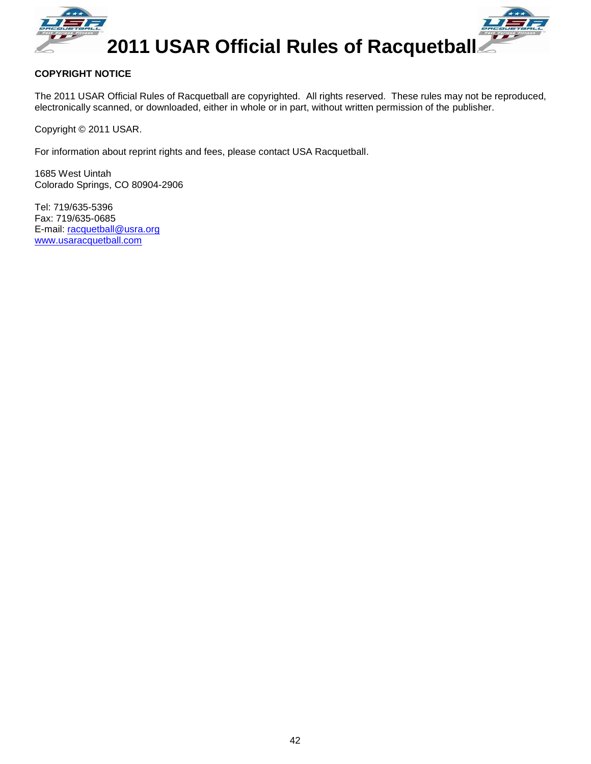# 2011 USAR Official Rules of Racquetball

**COPYRIGHT NOTICE**

The 2011 USAR Official Rules of Racquetball are copyrighted. All rights reserved. These rules may not be reproduced, electronically scanned, or downloaded, either in whole or in part, without written permission of the publisher.

Copyright © 2011 USAR.

For information about reprint rights and fees, please contact USA Racquetball.

1685 West Uintah
Colorado Springs, CO 80904-2906

Tel: 719/635-5396
Fax: 719/635-0685
E-mail: racquetball@usra.org
www.usaracquetball.com